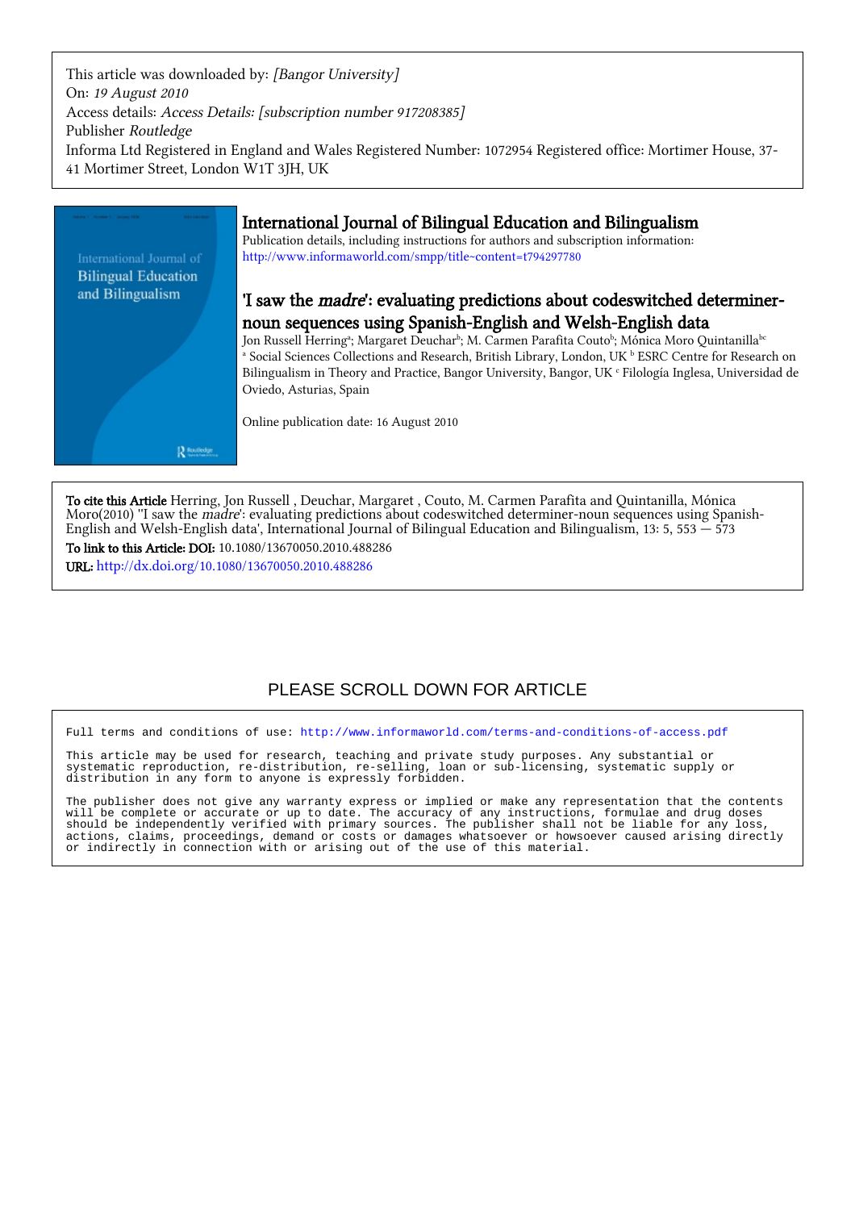This article was downloaded by: *[Bangor University]*
On: *19 August 2010*
Access details: *Access Details: [subscription number 917208385]*
Publisher *Routledge*
Informa Ltd Registered in England and Wales Registered Number: 1072954 Registered office: Mortimer House, 37-41 Mortimer Street, London W1T 3JH, UK

# International Journal of Bilingual Education and Bilingualism

Publication details, including instructions for authors and subscription information:
http://www.informaworld.com/smpp/title~content=t794297780

## 'I saw the *madre*': evaluating predictions about codeswitched determiner-noun sequences using Spanish-English and Welsh-English data

Jon Russell Herring[a]; Margaret Deuchar[b]; M. Carmen Parafita Couto[b]; Mónica Moro Quintanilla[bc]

[a] Social Sciences Collections and Research, British Library, London, UK [b] ESRC Centre for Research on Bilingualism in Theory and Practice, Bangor University, Bangor, UK [c] Filología Inglesa, Universidad de Oviedo, Asturias, Spain

Online publication date: 16 August 2010

**To cite this Article** Herring, Jon Russell , Deuchar, Margaret , Couto, M. Carmen Parafita and Quintanilla, Mónica Moro(2010) ''I saw the *madre*': evaluating predictions about codeswitched determiner-noun sequences using Spanish-English and Welsh-English data', International Journal of Bilingual Education and Bilingualism, 13: 5, 553 — 573

**To link to this Article: DOI:** 10.1080/13670050.2010.488286

**URL:** http://dx.doi.org/10.1080/13670050.2010.488286

PLEASE SCROLL DOWN FOR ARTICLE

Full terms and conditions of use: http://www.informaworld.com/terms-and-conditions-of-access.pdf

This article may be used for research, teaching and private study purposes. Any substantial or systematic reproduction, re-distribution, re-selling, loan or sub-licensing, systematic supply or distribution in any form to anyone is expressly forbidden.

The publisher does not give any warranty express or implied or make any representation that the contents will be complete or accurate or up to date. The accuracy of any instructions, formulae and drug doses should be independently verified with primary sources. The publisher shall not be liable for any loss, actions, claims, proceedings, demand or costs or damages whatsoever or howsoever caused arising directly or indirectly in connection with or arising out of the use of this material.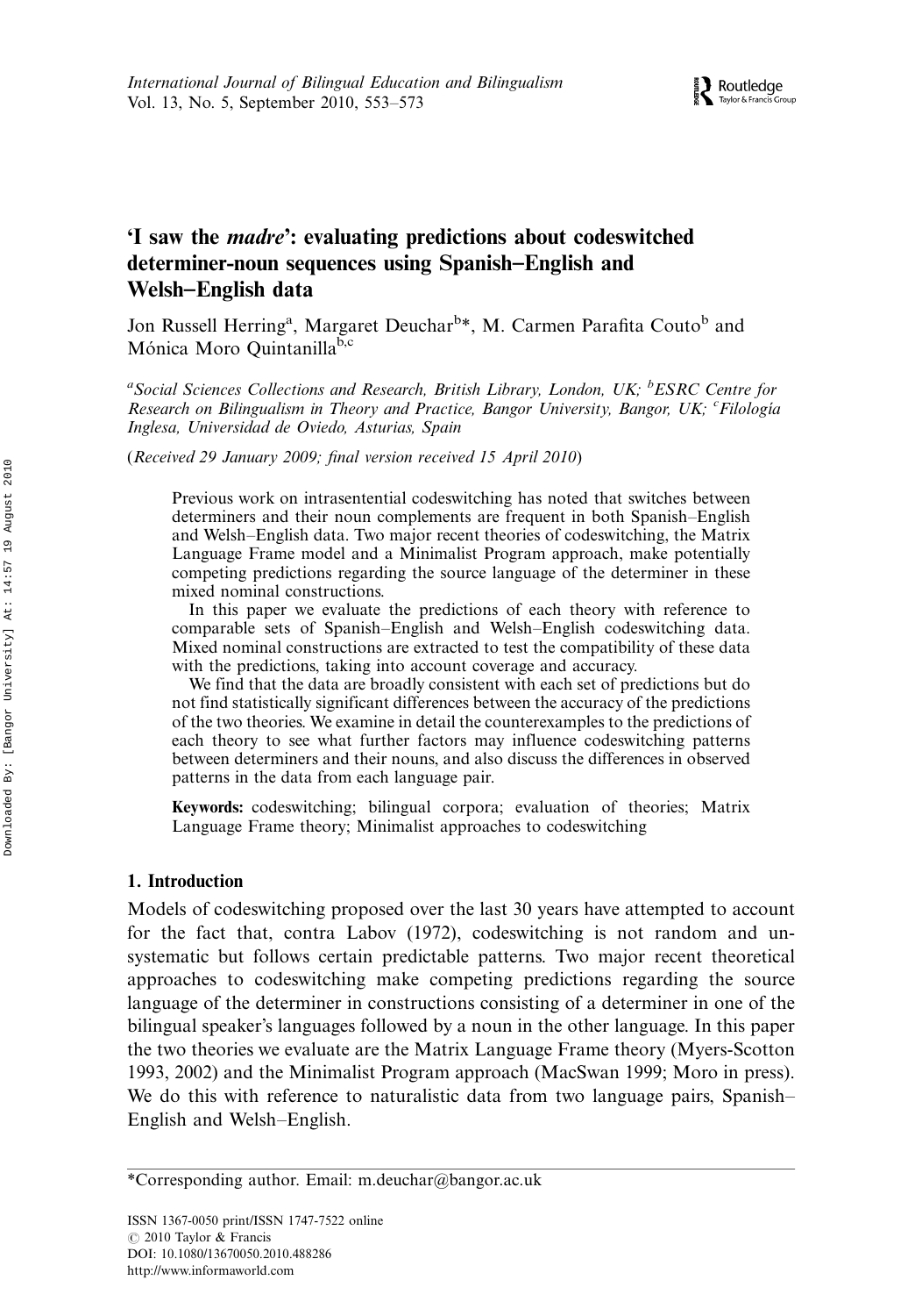# 'I saw the *madre*': evaluating predictions about codeswitched determiner-noun sequences using Spanish–English and Welsh–English data

Jon Russell Herring[a], Margaret Deuchar[b]*, M. Carmen Parafita Couto[b] and Mónica Moro Quintanilla[b,c]

[a]*Social Sciences Collections and Research, British Library, London, UK;* [b]*ESRC Centre for Research on Bilingualism in Theory and Practice, Bangor University, Bangor, UK;* [c]*Filología Inglesa, Universidad de Oviedo, Asturias, Spain*

(*Received 29 January 2009; final version received 15 April 2010*)

Previous work on intrasentential codeswitching has noted that switches between determiners and their noun complements are frequent in both Spanish–English and Welsh–English data. Two major recent theories of codeswitching, the Matrix Language Frame model and a Minimalist Program approach, make potentially competing predictions regarding the source language of the determiner in these mixed nominal constructions.

In this paper we evaluate the predictions of each theory with reference to comparable sets of Spanish–English and Welsh–English codeswitching data. Mixed nominal constructions are extracted to test the compatibility of these data with the predictions, taking into account coverage and accuracy.

We find that the data are broadly consistent with each set of predictions but do not find statistically significant differences between the accuracy of the predictions of the two theories. We examine in detail the counterexamples to the predictions of each theory to see what further factors may influence codeswitching patterns between determiners and their nouns, and also discuss the differences in observed patterns in the data from each language pair.

**Keywords:** codeswitching; bilingual corpora; evaluation of theories; Matrix Language Frame theory; Minimalist approaches to codeswitching

## 1. Introduction

Models of codeswitching proposed over the last 30 years have attempted to account for the fact that, contra Labov (1972), codeswitching is not random and unsystematic but follows certain predictable patterns. Two major recent theoretical approaches to codeswitching make competing predictions regarding the source language of the determiner in constructions consisting of a determiner in one of the bilingual speaker's languages followed by a noun in the other language. In this paper the two theories we evaluate are the Matrix Language Frame theory (Myers-Scotton 1993, 2002) and the Minimalist Program approach (MacSwan 1999; Moro in press). We do this with reference to naturalistic data from two language pairs, Spanish–English and Welsh–English.

*Corresponding author. Email: m.deuchar@bangor.ac.uk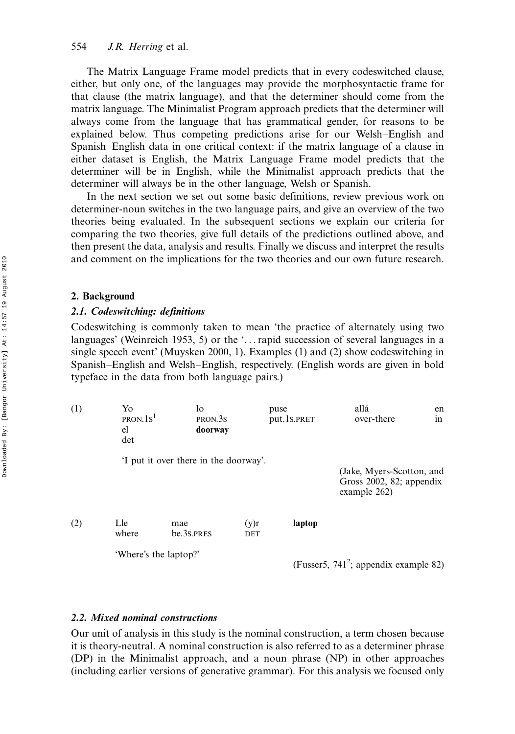The Matrix Language Frame model predicts that in every codeswitched clause, either, but only one, of the languages may provide the morphosyntactic frame for that clause (the matrix language), and that the determiner should come from the matrix language. The Minimalist Program approach predicts that the determiner will always come from the language that has grammatical gender, for reasons to be explained below. Thus competing predictions arise for our Welsh–English and Spanish–English data in one critical context: if the matrix language of a clause in either dataset is English, the Matrix Language Frame model predicts that the determiner will be in English, while the Minimalist approach predicts that the determiner will always be in the other language, Welsh or Spanish.

In the next section we set out some basic definitions, review previous work on determiner-noun switches in the two language pairs, and give an overview of the two theories being evaluated. In the subsequent sections we explain our criteria for comparing the two theories, give full details of the predictions outlined above, and then present the data, analysis and results. Finally we discuss and interpret the results and comment on the implications for the two theories and our own future research.

## 2. Background

### 2.1. Codeswitching: definitions

Codeswitching is commonly taken to mean 'the practice of alternately using two languages' (Weinreich 1953, 5) or the '. . . rapid succession of several languages in a single speech event' (Muysken 2000, 1). Examples (1) and (2) show codeswitching in Spanish–English and Welsh–English, respectively. (English words are given in bold typeface in the data from both language pairs.)

(1) Yo lo puse allá en el **doorway**
PRON.1S[1] PRON.3S put.1S.PRET over-there in det

'I put it over there in the doorway'.

(Jake, Myers-Scotton, and Gross 2002, 82; appendix example 262)

(2) Lle mae (y)r **laptop**
where be.3S.PRES DET

'Where's the laptop?'

(Fusser5, 741[2]; appendix example 82)

### 2.2. Mixed nominal constructions

Our unit of analysis in this study is the nominal construction, a term chosen because it is theory-neutral. A nominal construction is also referred to as a determiner phrase (DP) in the Minimalist approach, and a noun phrase (NP) in other approaches (including earlier versions of generative grammar). For this analysis we focused only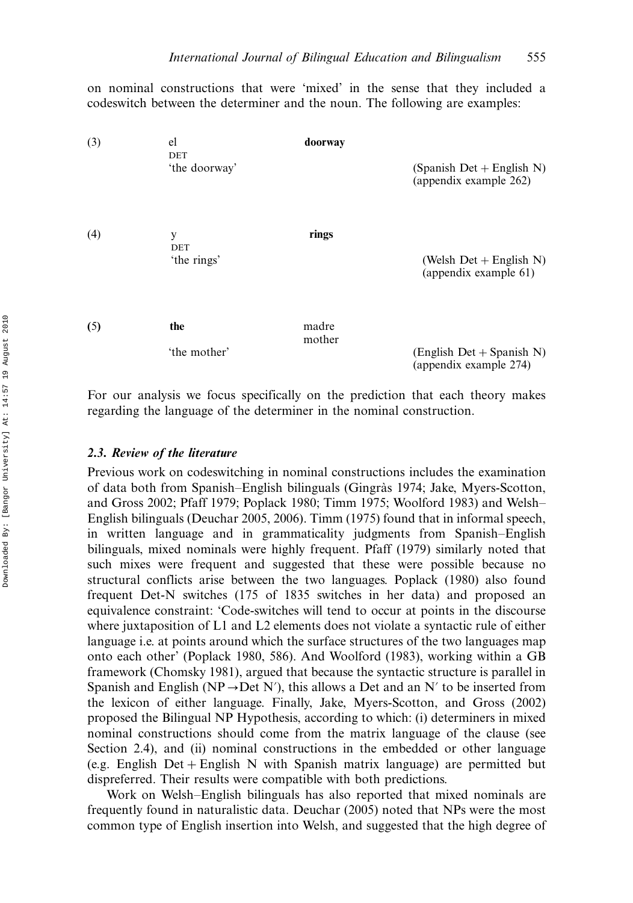on nominal constructions that were 'mixed' in the sense that they included a codeswitch between the determiner and the noun. The following are examples:

(3) el **doorway**
DET
'the doorway' (Spanish Det + English N) (appendix example 262)

(4) y **rings**
DET
'the rings' (Welsh Det + English N) (appendix example 61)

(5) **the** madre
mother
'the mother' (English Det + Spanish N) (appendix example 274)

For our analysis we focus specifically on the prediction that each theory makes regarding the language of the determiner in the nominal construction.

### 2.3. Review of the literature

Previous work on codeswitching in nominal constructions includes the examination of data both from Spanish–English bilinguals (Gingràs 1974; Jake, Myers-Scotton, and Gross 2002; Pfaff 1979; Poplack 1980; Timm 1975; Woolford 1983) and Welsh–English bilinguals (Deuchar 2005, 2006). Timm (1975) found that in informal speech, in written language and in grammaticality judgments from Spanish–English bilinguals, mixed nominals were highly frequent. Pfaff (1979) similarly noted that such mixes were frequent and suggested that these were possible because no structural conflicts arise between the two languages. Poplack (1980) also found frequent Det-N switches (175 of 1835 switches in her data) and proposed an equivalence constraint: 'Code-switches will tend to occur at points in the discourse where juxtaposition of L1 and L2 elements does not violate a syntactic rule of either language i.e. at points around which the surface structures of the two languages map onto each other' (Poplack 1980, 586). And Woolford (1983), working within a GB framework (Chomsky 1981), argued that because the syntactic structure is parallel in Spanish and English (NP $\rightarrow$ Det N′), this allows a Det and an N′ to be inserted from the lexicon of either language. Finally, Jake, Myers-Scotton, and Gross (2002) proposed the Bilingual NP Hypothesis, according to which: (i) determiners in mixed nominal constructions should come from the matrix language of the clause (see Section 2.4), and (ii) nominal constructions in the embedded or other language (e.g. English Det + English N with Spanish matrix language) are permitted but dispreferred. Their results were compatible with both predictions.

Work on Welsh–English bilinguals has also reported that mixed nominals are frequently found in naturalistic data. Deuchar (2005) noted that NPs were the most common type of English insertion into Welsh, and suggested that the high degree of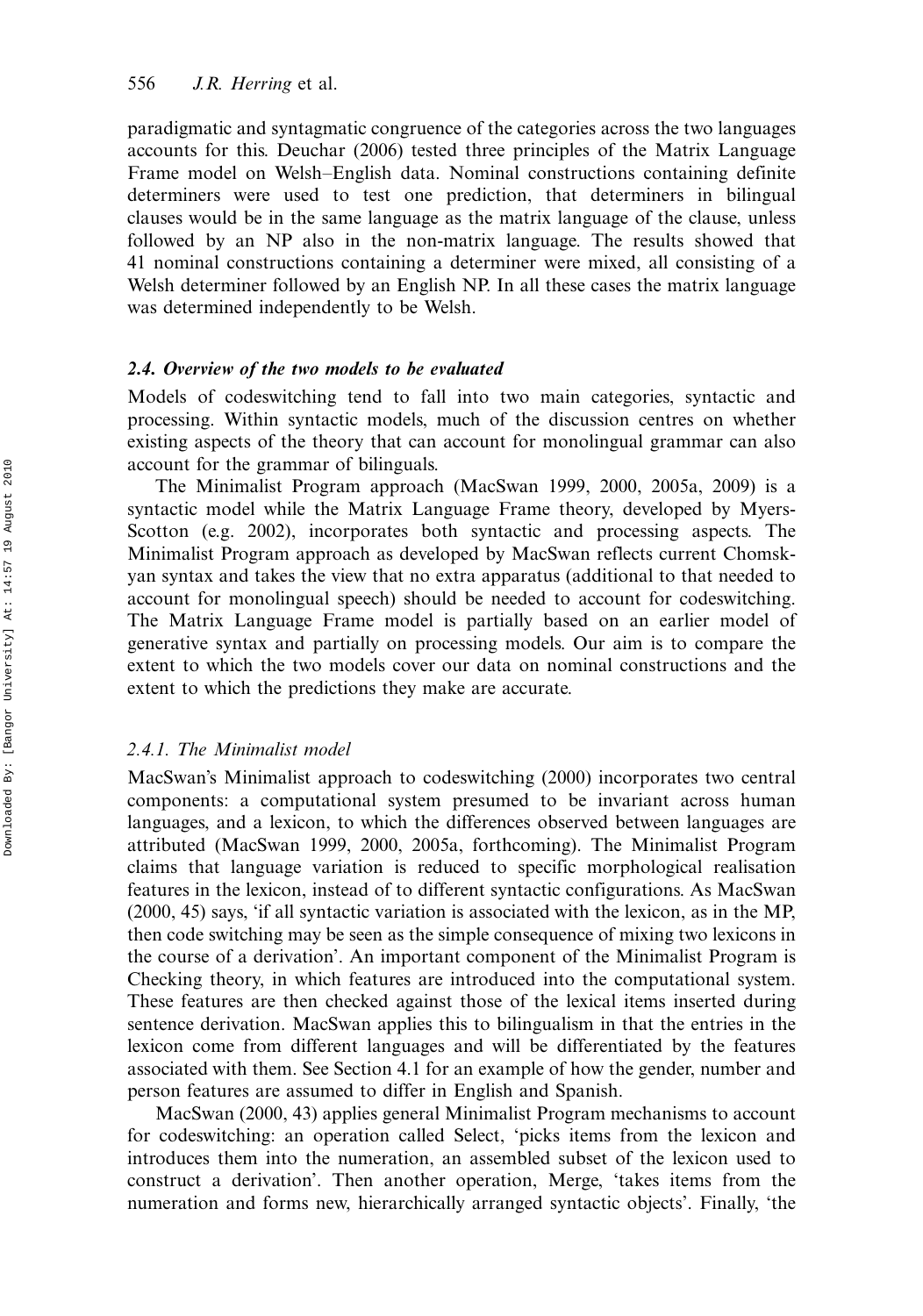paradigmatic and syntagmatic congruence of the categories across the two languages accounts for this. Deuchar (2006) tested three principles of the Matrix Language Frame model on Welsh–English data. Nominal constructions containing definite determiners were used to test one prediction, that determiners in bilingual clauses would be in the same language as the matrix language of the clause, unless followed by an NP also in the non-matrix language. The results showed that 41 nominal constructions containing a determiner were mixed, all consisting of a Welsh determiner followed by an English NP. In all these cases the matrix language was determined independently to be Welsh.

### *2.4. Overview of the two models to be evaluated*

Models of codeswitching tend to fall into two main categories, syntactic and processing. Within syntactic models, much of the discussion centres on whether existing aspects of the theory that can account for monolingual grammar can also account for the grammar of bilinguals.

The Minimalist Program approach (MacSwan 1999, 2000, 2005a, 2009) is a syntactic model while the Matrix Language Frame theory, developed by Myers-Scotton (e.g. 2002), incorporates both syntactic and processing aspects. The Minimalist Program approach as developed by MacSwan reflects current Chomskyan syntax and takes the view that no extra apparatus (additional to that needed to account for monolingual speech) should be needed to account for codeswitching. The Matrix Language Frame model is partially based on an earlier model of generative syntax and partially on processing models. Our aim is to compare the extent to which the two models cover our data on nominal constructions and the extent to which the predictions they make are accurate.

#### *2.4.1. The Minimalist model*

MacSwan's Minimalist approach to codeswitching (2000) incorporates two central components: a computational system presumed to be invariant across human languages, and a lexicon, to which the differences observed between languages are attributed (MacSwan 1999, 2000, 2005a, forthcoming). The Minimalist Program claims that language variation is reduced to specific morphological realisation features in the lexicon, instead of to different syntactic configurations. As MacSwan (2000, 45) says, 'if all syntactic variation is associated with the lexicon, as in the MP, then code switching may be seen as the simple consequence of mixing two lexicons in the course of a derivation'. An important component of the Minimalist Program is Checking theory, in which features are introduced into the computational system. These features are then checked against those of the lexical items inserted during sentence derivation. MacSwan applies this to bilingualism in that the entries in the lexicon come from different languages and will be differentiated by the features associated with them. See Section 4.1 for an example of how the gender, number and person features are assumed to differ in English and Spanish.

MacSwan (2000, 43) applies general Minimalist Program mechanisms to account for codeswitching: an operation called Select, 'picks items from the lexicon and introduces them into the numeration, an assembled subset of the lexicon used to construct a derivation'. Then another operation, Merge, 'takes items from the numeration and forms new, hierarchically arranged syntactic objects'. Finally, 'the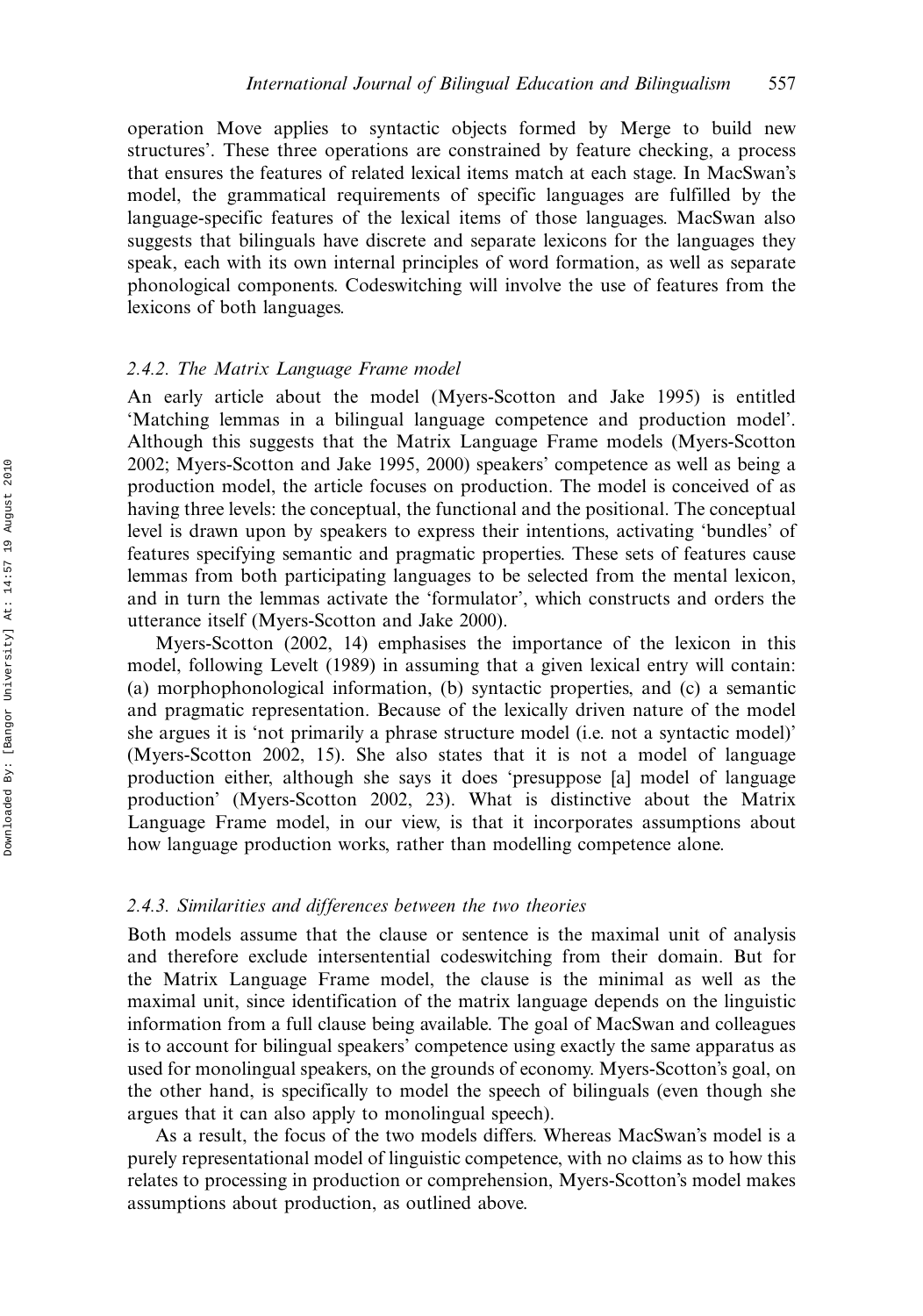operation Move applies to syntactic objects formed by Merge to build new structures'. These three operations are constrained by feature checking, a process that ensures the features of related lexical items match at each stage. In MacSwan's model, the grammatical requirements of specific languages are fulfilled by the language-specific features of the lexical items of those languages. MacSwan also suggests that bilinguals have discrete and separate lexicons for the languages they speak, each with its own internal principles of word formation, as well as separate phonological components. Codeswitching will involve the use of features from the lexicons of both languages.

### 2.4.2. The Matrix Language Frame model

An early article about the model (Myers-Scotton and Jake 1995) is entitled 'Matching lemmas in a bilingual language competence and production model'. Although this suggests that the Matrix Language Frame models (Myers-Scotton 2002; Myers-Scotton and Jake 1995, 2000) speakers' competence as well as being a production model, the article focuses on production. The model is conceived of as having three levels: the conceptual, the functional and the positional. The conceptual level is drawn upon by speakers to express their intentions, activating 'bundles' of features specifying semantic and pragmatic properties. These sets of features cause lemmas from both participating languages to be selected from the mental lexicon, and in turn the lemmas activate the 'formulator', which constructs and orders the utterance itself (Myers-Scotton and Jake 2000).

Myers-Scotton (2002, 14) emphasises the importance of the lexicon in this model, following Levelt (1989) in assuming that a given lexical entry will contain: (a) morphophonological information, (b) syntactic properties, and (c) a semantic and pragmatic representation. Because of the lexically driven nature of the model she argues it is 'not primarily a phrase structure model (i.e. not a syntactic model)' (Myers-Scotton 2002, 15). She also states that it is not a model of language production either, although she says it does 'presuppose [a] model of language production' (Myers-Scotton 2002, 23). What is distinctive about the Matrix Language Frame model, in our view, is that it incorporates assumptions about how language production works, rather than modelling competence alone.

### 2.4.3. Similarities and differences between the two theories

Both models assume that the clause or sentence is the maximal unit of analysis and therefore exclude intersentential codeswitching from their domain. But for the Matrix Language Frame model, the clause is the minimal as well as the maximal unit, since identification of the matrix language depends on the linguistic information from a full clause being available. The goal of MacSwan and colleagues is to account for bilingual speakers' competence using exactly the same apparatus as used for monolingual speakers, on the grounds of economy. Myers-Scotton's goal, on the other hand, is specifically to model the speech of bilinguals (even though she argues that it can also apply to monolingual speech).

As a result, the focus of the two models differs. Whereas MacSwan's model is a purely representational model of linguistic competence, with no claims as to how this relates to processing in production or comprehension, Myers-Scotton's model makes assumptions about production, as outlined above.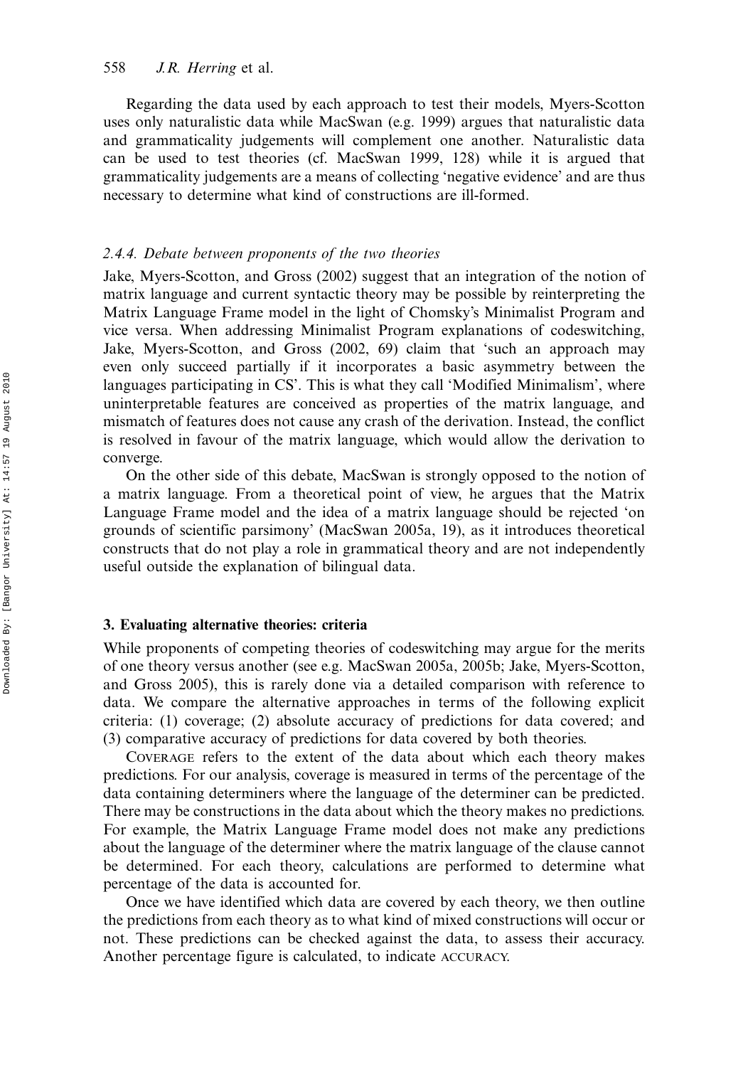Regarding the data used by each approach to test their models, Myers-Scotton uses only naturalistic data while MacSwan (e.g. 1999) argues that naturalistic data and grammaticality judgements will complement one another. Naturalistic data can be used to test theories (cf. MacSwan 1999, 128) while it is argued that grammaticality judgements are a means of collecting 'negative evidence' and are thus necessary to determine what kind of constructions are ill-formed.

#### *2.4.4. Debate between proponents of the two theories*

Jake, Myers-Scotton, and Gross (2002) suggest that an integration of the notion of matrix language and current syntactic theory may be possible by reinterpreting the Matrix Language Frame model in the light of Chomsky's Minimalist Program and vice versa. When addressing Minimalist Program explanations of codeswitching, Jake, Myers-Scotton, and Gross (2002, 69) claim that 'such an approach may even only succeed partially if it incorporates a basic asymmetry between the languages participating in CS'. This is what they call 'Modified Minimalism', where uninterpretable features are conceived as properties of the matrix language, and mismatch of features does not cause any crash of the derivation. Instead, the conflict is resolved in favour of the matrix language, which would allow the derivation to converge.

On the other side of this debate, MacSwan is strongly opposed to the notion of a matrix language. From a theoretical point of view, he argues that the Matrix Language Frame model and the idea of a matrix language should be rejected 'on grounds of scientific parsimony' (MacSwan 2005a, 19), as it introduces theoretical constructs that do not play a role in grammatical theory and are not independently useful outside the explanation of bilingual data.

## 3. Evaluating alternative theories: criteria

While proponents of competing theories of codeswitching may argue for the merits of one theory versus another (see e.g. MacSwan 2005a, 2005b; Jake, Myers-Scotton, and Gross 2005), this is rarely done via a detailed comparison with reference to data. We compare the alternative approaches in terms of the following explicit criteria: (1) coverage; (2) absolute accuracy of predictions for data covered; and (3) comparative accuracy of predictions for data covered by both theories.

Coverage refers to the extent of the data about which each theory makes predictions. For our analysis, coverage is measured in terms of the percentage of the data containing determiners where the language of the determiner can be predicted. There may be constructions in the data about which the theory makes no predictions. For example, the Matrix Language Frame model does not make any predictions about the language of the determiner where the matrix language of the clause cannot be determined. For each theory, calculations are performed to determine what percentage of the data is accounted for.

Once we have identified which data are covered by each theory, we then outline the predictions from each theory as to what kind of mixed constructions will occur or not. These predictions can be checked against the data, to assess their accuracy. Another percentage figure is calculated, to indicate accuracy.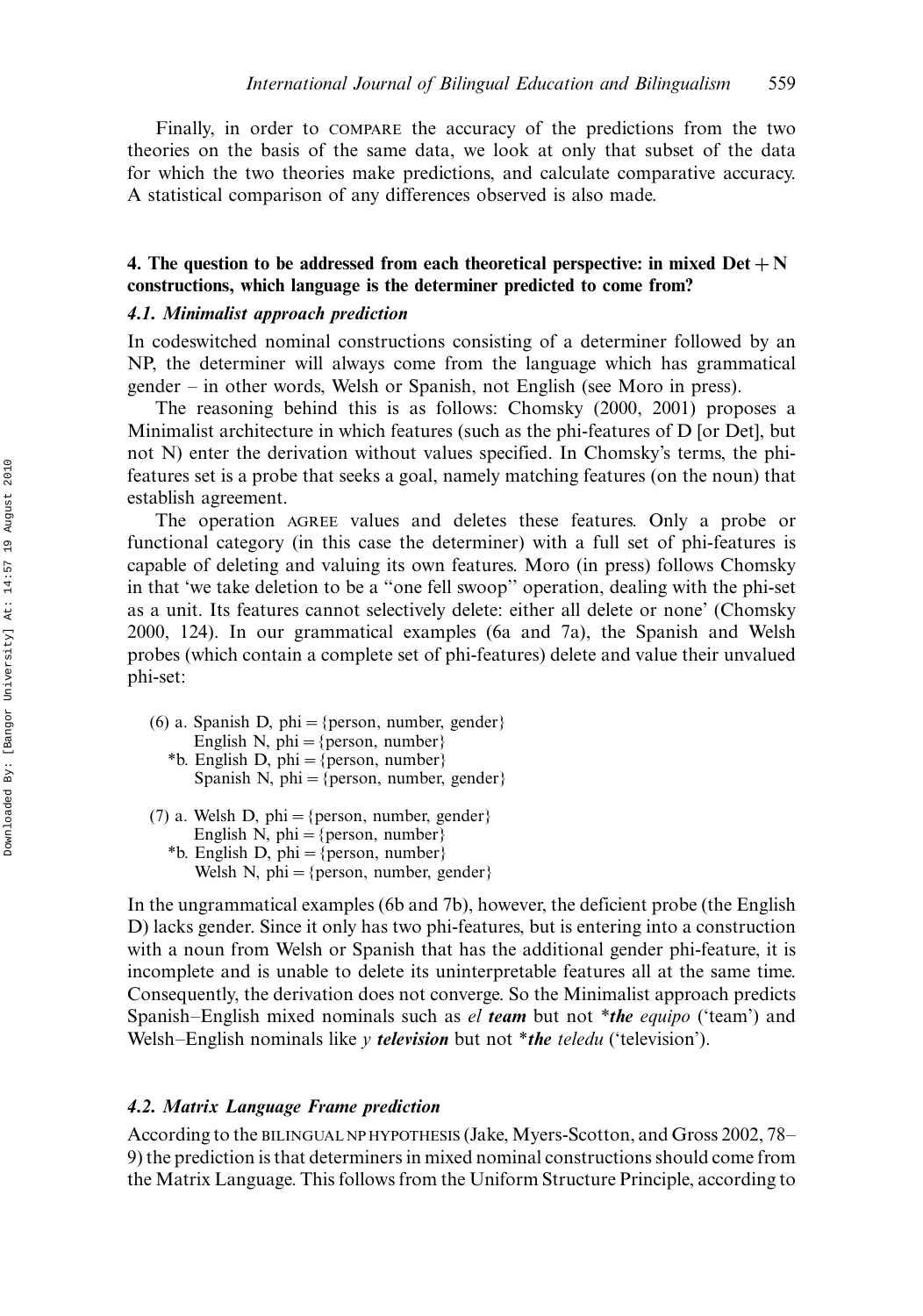Finally, in order to COMPARE the accuracy of the predictions from the two theories on the basis of the same data, we look at only that subset of the data for which the two theories make predictions, and calculate comparative accuracy. A statistical comparison of any differences observed is also made.

## 4. The question to be addressed from each theoretical perspective: in mixed Det + N constructions, which language is the determiner predicted to come from?

### 4.1. Minimalist approach prediction

In codeswitched nominal constructions consisting of a determiner followed by an NP, the determiner will always come from the language which has grammatical gender – in other words, Welsh or Spanish, not English (see Moro in press).

The reasoning behind this is as follows: Chomsky (2000, 2001) proposes a Minimalist architecture in which features (such as the phi-features of D [or Det], but not N) enter the derivation without values specified. In Chomsky's terms, the phi-features set is a probe that seeks a goal, namely matching features (on the noun) that establish agreement.

The operation AGREE values and deletes these features. Only a probe or functional category (in this case the determiner) with a full set of phi-features is capable of deleting and valuing its own features. Moro (in press) follows Chomsky in that 'we take deletion to be a "one fell swoop" operation, dealing with the phi-set as a unit. Its features cannot selectively delete: either all delete or none' (Chomsky 2000, 124). In our grammatical examples (6a and 7a), the Spanish and Welsh probes (which contain a complete set of phi-features) delete and value their unvalued phi-set:

(6) a. Spanish D, phi = {person, number, gender}
English N, phi = {person, number}
*b. English D, phi = {person, number}
Spanish N, phi = {person, number, gender}

(7) a. Welsh D, phi = {person, number, gender}
English N, phi = {person, number}
*b. English D, phi = {person, number}
Welsh N, phi = {person, number, gender}

In the ungrammatical examples (6b and 7b), however, the deficient probe (the English D) lacks gender. Since it only has two phi-features, but is entering into a construction with a noun from Welsh or Spanish that has the additional gender phi-feature, it is incomplete and is unable to delete its uninterpretable features all at the same time. Consequently, the derivation does not converge. So the Minimalist approach predicts Spanish–English mixed nominals such as *el* ***team*** but not *​***the*** *equipo* ('team') and Welsh–English nominals like *y* ***television*** but not *​***the*** *teledu* ('television').

### 4.2. Matrix Language Frame prediction

According to the BILINGUAL NP HYPOTHESIS (Jake, Myers-Scotton, and Gross 2002, 78–9) the prediction is that determiners in mixed nominal constructions should come from the Matrix Language. This follows from the Uniform Structure Principle, according to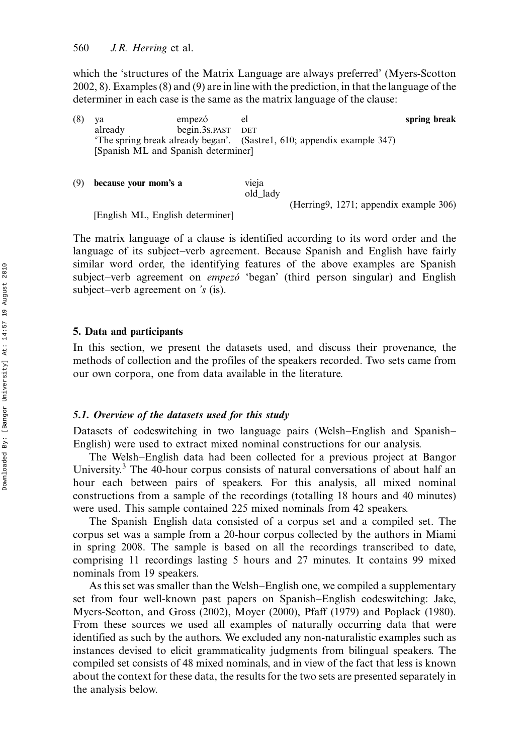which the 'structures of the Matrix Language are always preferred' (Myers-Scotton 2002, 8). Examples (8) and (9) are in line with the prediction, in that the language of the determiner in each case is the same as the matrix language of the clause:

(8) ya empezó el **spring break**
already begin.3S.PAST DET
'The spring break already began'. (Sastre1, 610; appendix example 347)
[Spanish ML and Spanish determiner]

(9) **because your mom's a** vieja
old_lady
(Herring9, 1271; appendix example 306)
[English ML, English determiner]

The matrix language of a clause is identified according to its word order and the language of its subject–verb agreement. Because Spanish and English have fairly similar word order, the identifying features of the above examples are Spanish subject–verb agreement on *empezó* 'began' (third person singular) and English subject–verb agreement on *'s* (is).

## 5. Data and participants

In this section, we present the datasets used, and discuss their provenance, the methods of collection and the profiles of the speakers recorded. Two sets came from our own corpora, one from data available in the literature.

### 5.1. Overview of the datasets used for this study

Datasets of codeswitching in two language pairs (Welsh–English and Spanish–English) were used to extract mixed nominal constructions for our analysis.

The Welsh–English data had been collected for a previous project at Bangor University.[3] The 40-hour corpus consists of natural conversations of about half an hour each between pairs of speakers. For this analysis, all mixed nominal constructions from a sample of the recordings (totalling 18 hours and 40 minutes) were used. This sample contained 225 mixed nominals from 42 speakers.

The Spanish–English data consisted of a corpus set and a compiled set. The corpus set was a sample from a 20-hour corpus collected by the authors in Miami in spring 2008. The sample is based on all the recordings transcribed to date, comprising 11 recordings lasting 5 hours and 27 minutes. It contains 99 mixed nominals from 19 speakers.

As this set was smaller than the Welsh–English one, we compiled a supplementary set from four well-known past papers on Spanish–English codeswitching: Jake, Myers-Scotton, and Gross (2002), Moyer (2000), Pfaff (1979) and Poplack (1980). From these sources we used all examples of naturally occurring data that were identified as such by the authors. We excluded any non-naturalistic examples such as instances devised to elicit grammaticality judgments from bilingual speakers. The compiled set consists of 48 mixed nominals, and in view of the fact that less is known about the context for these data, the results for the two sets are presented separately in the analysis below.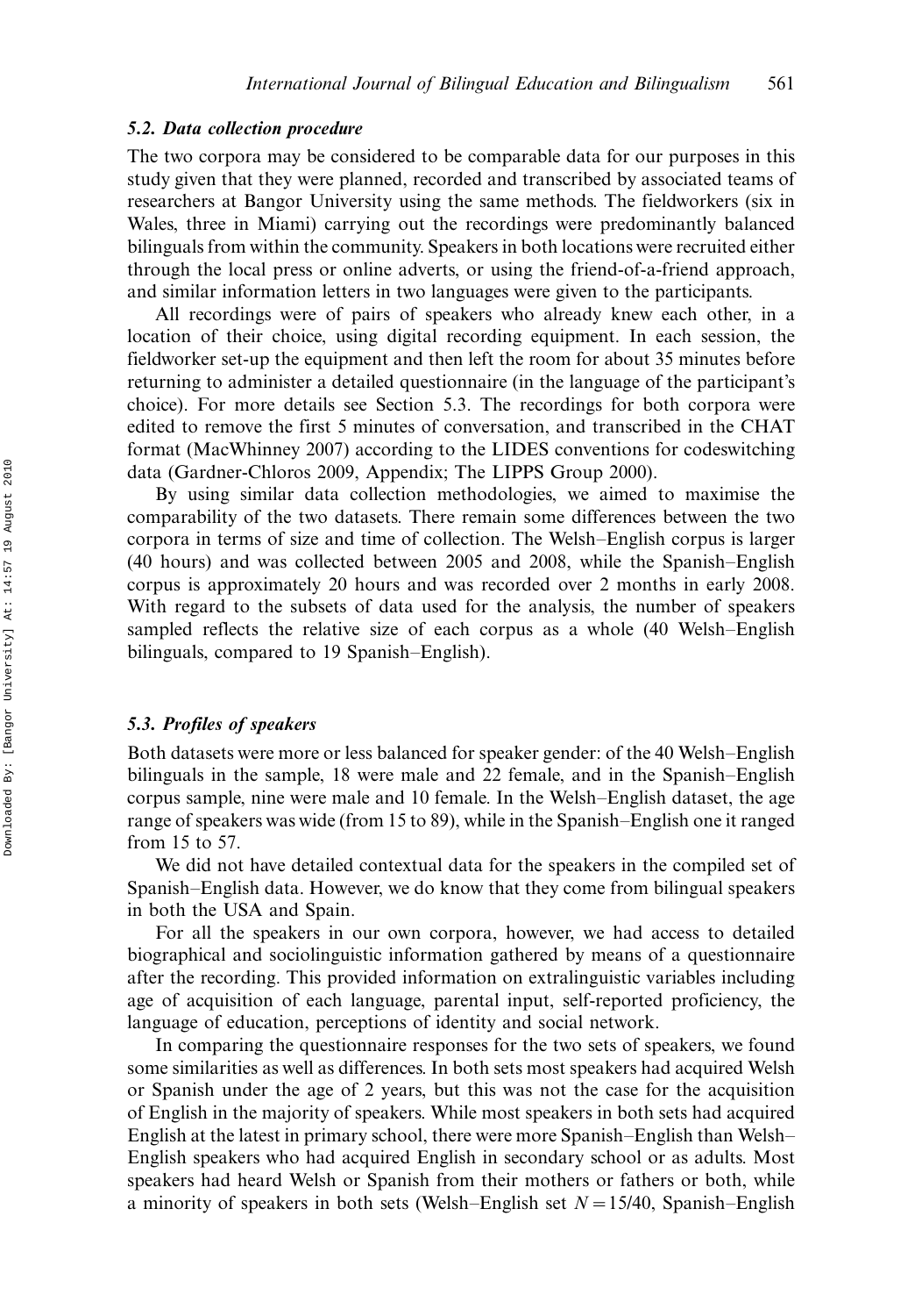### 5.2. Data collection procedure

The two corpora may be considered to be comparable data for our purposes in this study given that they were planned, recorded and transcribed by associated teams of researchers at Bangor University using the same methods. The fieldworkers (six in Wales, three in Miami) carrying out the recordings were predominantly balanced bilinguals from within the community. Speakers in both locations were recruited either through the local press or online adverts, or using the friend-of-a-friend approach, and similar information letters in two languages were given to the participants.

All recordings were of pairs of speakers who already knew each other, in a location of their choice, using digital recording equipment. In each session, the fieldworker set-up the equipment and then left the room for about 35 minutes before returning to administer a detailed questionnaire (in the language of the participant's choice). For more details see Section 5.3. The recordings for both corpora were edited to remove the first 5 minutes of conversation, and transcribed in the CHAT format (MacWhinney 2007) according to the LIDES conventions for codeswitching data (Gardner-Chloros 2009, Appendix; The LIPPS Group 2000).

By using similar data collection methodologies, we aimed to maximise the comparability of the two datasets. There remain some differences between the two corpora in terms of size and time of collection. The Welsh–English corpus is larger (40 hours) and was collected between 2005 and 2008, while the Spanish–English corpus is approximately 20 hours and was recorded over 2 months in early 2008. With regard to the subsets of data used for the analysis, the number of speakers sampled reflects the relative size of each corpus as a whole (40 Welsh–English bilinguals, compared to 19 Spanish–English).

### 5.3. Profiles of speakers

Both datasets were more or less balanced for speaker gender: of the 40 Welsh–English bilinguals in the sample, 18 were male and 22 female, and in the Spanish–English corpus sample, nine were male and 10 female. In the Welsh–English dataset, the age range of speakers was wide (from 15 to 89), while in the Spanish–English one it ranged from 15 to 57.

We did not have detailed contextual data for the speakers in the compiled set of Spanish–English data. However, we do know that they come from bilingual speakers in both the USA and Spain.

For all the speakers in our own corpora, however, we had access to detailed biographical and sociolinguistic information gathered by means of a questionnaire after the recording. This provided information on extralinguistic variables including age of acquisition of each language, parental input, self-reported proficiency, the language of education, perceptions of identity and social network.

In comparing the questionnaire responses for the two sets of speakers, we found some similarities as well as differences. In both sets most speakers had acquired Welsh or Spanish under the age of 2 years, but this was not the case for the acquisition of English in the majority of speakers. While most speakers in both sets had acquired English at the latest in primary school, there were more Spanish–English than Welsh–English speakers who had acquired English in secondary school or as adults. Most speakers had heard Welsh or Spanish from their mothers or fathers or both, while a minority of speakers in both sets (Welsh–English set $N = 15/40$, Spanish–English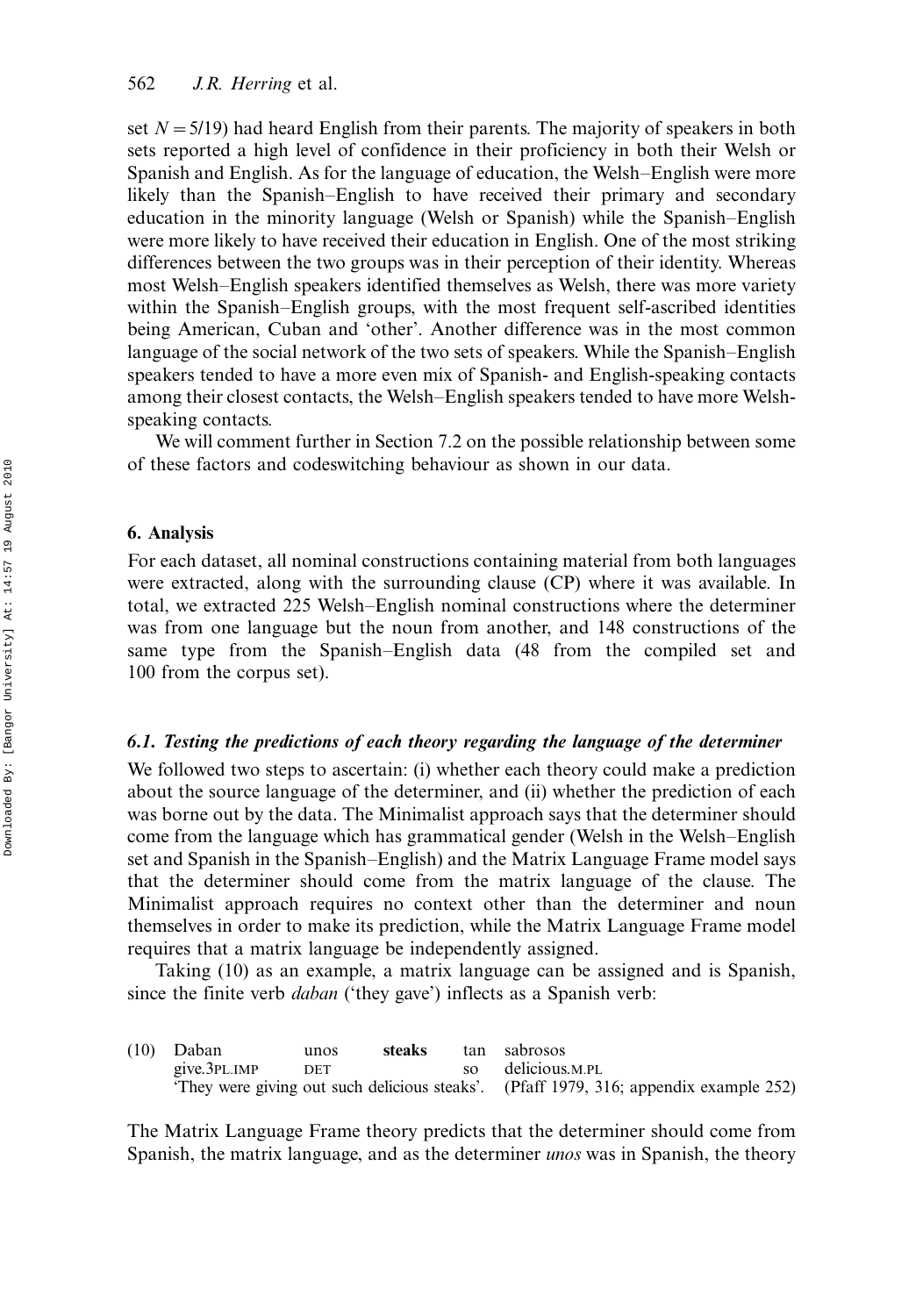set $N = 5/19$) had heard English from their parents. The majority of speakers in both sets reported a high level of confidence in their proficiency in both their Welsh or Spanish and English. As for the language of education, the Welsh–English were more likely than the Spanish–English to have received their primary and secondary education in the minority language (Welsh or Spanish) while the Spanish–English were more likely to have received their education in English. One of the most striking differences between the two groups was in their perception of their identity. Whereas most Welsh–English speakers identified themselves as Welsh, there was more variety within the Spanish–English groups, with the most frequent self-ascribed identities being American, Cuban and 'other'. Another difference was in the most common language of the social network of the two sets of speakers. While the Spanish–English speakers tended to have a more even mix of Spanish- and English-speaking contacts among their closest contacts, the Welsh–English speakers tended to have more Welsh-speaking contacts.

We will comment further in Section 7.2 on the possible relationship between some of these factors and codeswitching behaviour as shown in our data.

## 6. Analysis

For each dataset, all nominal constructions containing material from both languages were extracted, along with the surrounding clause (CP) where it was available. In total, we extracted 225 Welsh–English nominal constructions where the determiner was from one language but the noun from another, and 148 constructions of the same type from the Spanish–English data (48 from the compiled set and 100 from the corpus set).

### 6.1. Testing the predictions of each theory regarding the language of the determiner

We followed two steps to ascertain: (i) whether each theory could make a prediction about the source language of the determiner, and (ii) whether the prediction of each was borne out by the data. The Minimalist approach says that the determiner should come from the language which has grammatical gender (Welsh in the Welsh–English set and Spanish in the Spanish–English) and the Matrix Language Frame model says that the determiner should come from the matrix language of the clause. The Minimalist approach requires no context other than the determiner and noun themselves in order to make its prediction, while the Matrix Language Frame model requires that a matrix language be independently assigned.

Taking (10) as an example, a matrix language can be assigned and is Spanish, since the finite verb *daban* ('they gave') inflects as a Spanish verb:

(10) Daban unos **steaks** tan sabrosos
give.3PL.IMP DET so delicious.M.PL
'They were giving out such delicious steaks'. (Pfaff 1979, 316; appendix example 252)

The Matrix Language Frame theory predicts that the determiner should come from Spanish, the matrix language, and as the determiner *unos* was in Spanish, the theory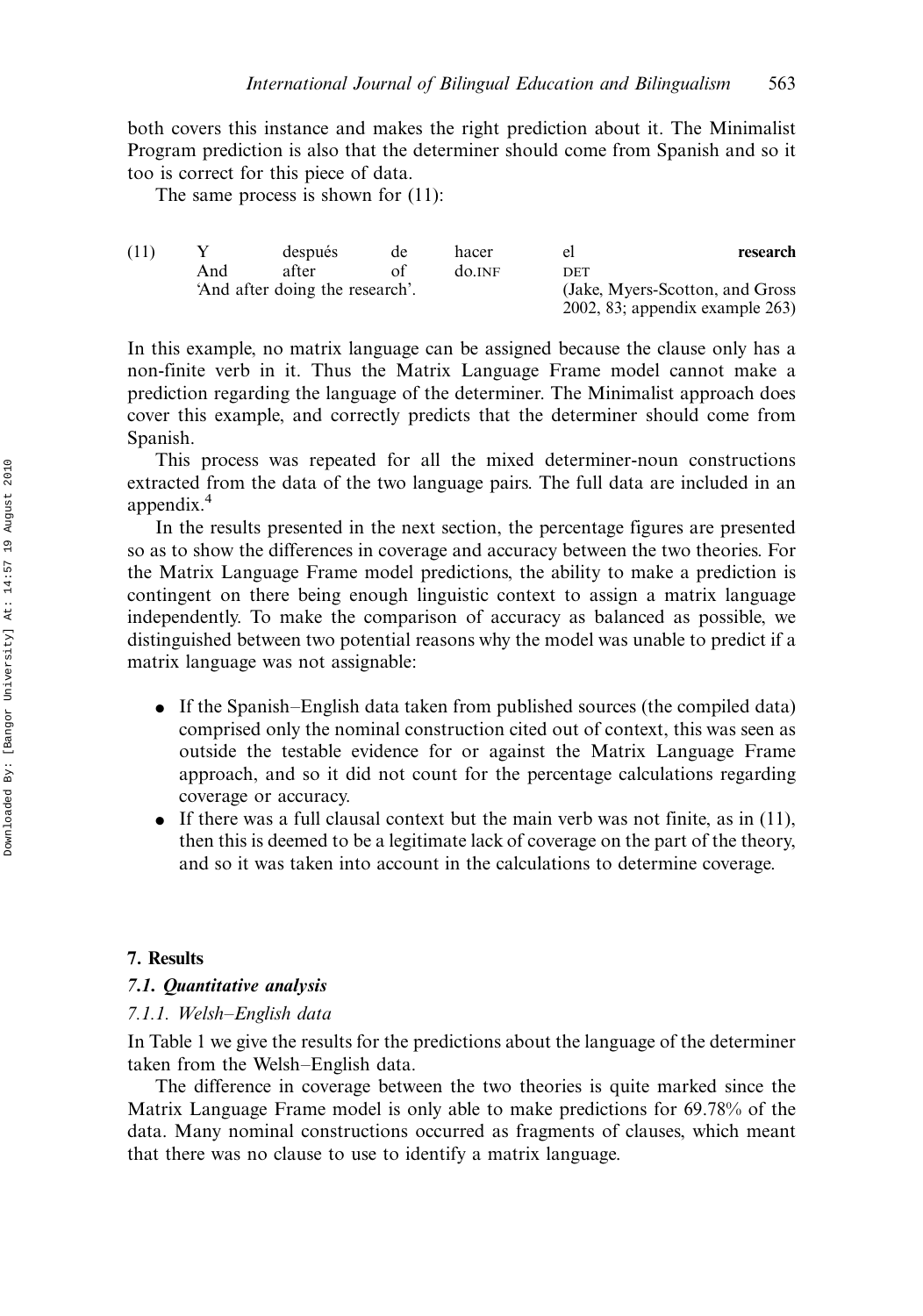both covers this instance and makes the right prediction about it. The Minimalist Program prediction is also that the determiner should come from Spanish and so it too is correct for this piece of data.

The same process is shown for (11):

(11) Y después de hacer el **research**
And after of do.INF DET
'And after doing the research'. (Jake, Myers-Scotton, and Gross 2002, 83; appendix example 263)

In this example, no matrix language can be assigned because the clause only has a non-finite verb in it. Thus the Matrix Language Frame model cannot make a prediction regarding the language of the determiner. The Minimalist approach does cover this example, and correctly predicts that the determiner should come from Spanish.

This process was repeated for all the mixed determiner-noun constructions extracted from the data of the two language pairs. The full data are included in an appendix.[4]

In the results presented in the next section, the percentage figures are presented so as to show the differences in coverage and accuracy between the two theories. For the Matrix Language Frame model predictions, the ability to make a prediction is contingent on there being enough linguistic context to assign a matrix language independently. To make the comparison of accuracy as balanced as possible, we distinguished between two potential reasons why the model was unable to predict if a matrix language was not assignable:

- If the Spanish–English data taken from published sources (the compiled data) comprised only the nominal construction cited out of context, this was seen as outside the testable evidence for or against the Matrix Language Frame approach, and so it did not count for the percentage calculations regarding coverage or accuracy.
- If there was a full clausal context but the main verb was not finite, as in (11), then this is deemed to be a legitimate lack of coverage on the part of the theory, and so it was taken into account in the calculations to determine coverage.

## 7. Results

### 7.1. Quantitative analysis

#### 7.1.1. Welsh–English data

In Table 1 we give the results for the predictions about the language of the determiner taken from the Welsh–English data.

The difference in coverage between the two theories is quite marked since the Matrix Language Frame model is only able to make predictions for 69.78% of the data. Many nominal constructions occurred as fragments of clauses, which meant that there was no clause to use to identify a matrix language.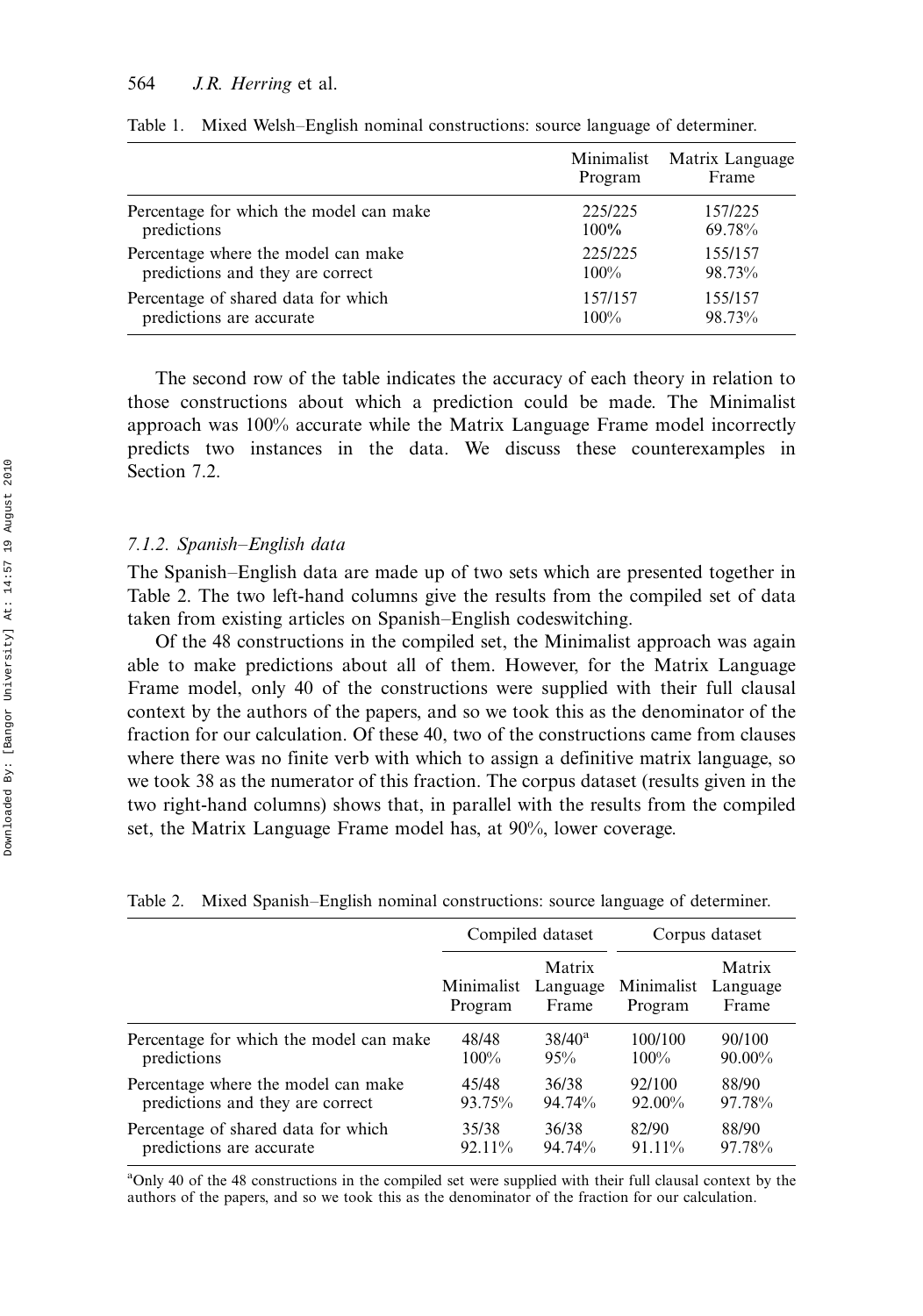Table 1. Mixed Welsh–English nominal constructions: source language of determiner.

| | Minimalist Program | Matrix Language Frame |
|---|---|---|
| Percentage for which the model can make predictions | 225/225<br>100% | 157/225<br>69.78% |
| Percentage where the model can make predictions and they are correct | 225/225<br>100% | 155/157<br>98.73% |
| Percentage of shared data for which predictions are accurate | 157/157<br>100% | 155/157<br>98.73% |

The second row of the table indicates the accuracy of each theory in relation to those constructions about which a prediction could be made. The Minimalist approach was 100% accurate while the Matrix Language Frame model incorrectly predicts two instances in the data. We discuss these counterexamples in Section 7.2.

### *7.1.2. Spanish–English data*

The Spanish–English data are made up of two sets which are presented together in Table 2. The two left-hand columns give the results from the compiled set of data taken from existing articles on Spanish–English codeswitching.

Of the 48 constructions in the compiled set, the Minimalist approach was again able to make predictions about all of them. However, for the Matrix Language Frame model, only 40 of the constructions were supplied with their full clausal context by the authors of the papers, and so we took this as the denominator of the fraction for our calculation. Of these 40, two of the constructions came from clauses where there was no finite verb with which to assign a definitive matrix language, so we took 38 as the numerator of this fraction. The corpus dataset (results given in the two right-hand columns) shows that, in parallel with the results from the compiled set, the Matrix Language Frame model has, at 90%, lower coverage.

Table 2. Mixed Spanish–English nominal constructions: source language of determiner.

| | Compiled dataset | | Corpus dataset | |
|---|---|---|---|---|
| | Minimalist Program | Matrix Language Frame | Minimalist Program | Matrix Language Frame |
| Percentage for which the model can make predictions | 48/48<br>100% | 38/40[a]<br>95% | 100/100<br>100% | 90/100<br>90.00% |
| Percentage where the model can make predictions and they are correct | 45/48<br>93.75% | 36/38<br>94.74% | 92/100<br>92.00% | 88/90<br>97.78% |
| Percentage of shared data for which predictions are accurate | 35/38<br>92.11% | 36/38<br>94.74% | 82/90<br>91.11% | 88/90<br>97.78% |

[a]Only 40 of the 48 constructions in the compiled set were supplied with their full clausal context by the authors of the papers, and so we took this as the denominator of the fraction for our calculation.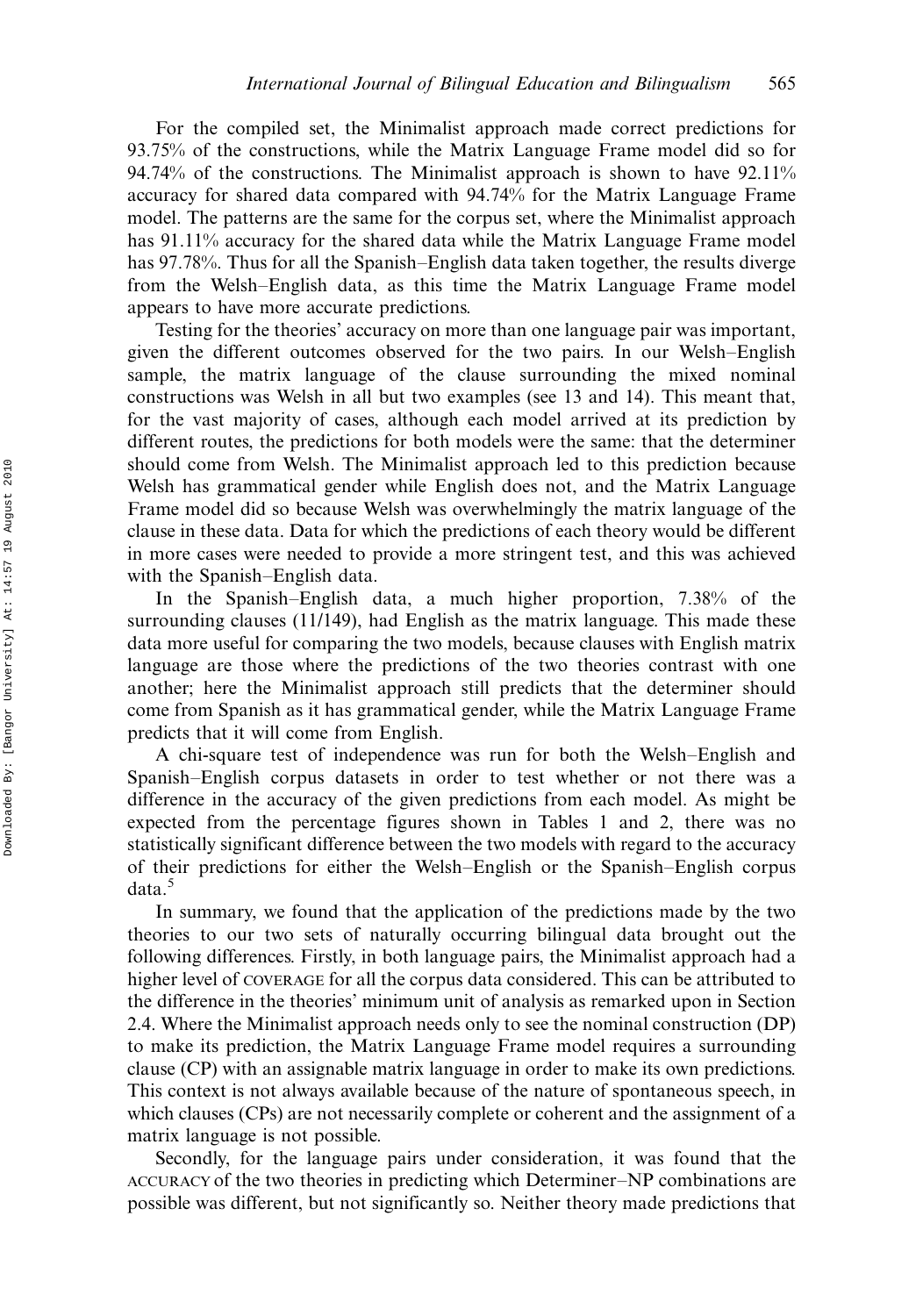For the compiled set, the Minimalist approach made correct predictions for 93.75% of the constructions, while the Matrix Language Frame model did so for 94.74% of the constructions. The Minimalist approach is shown to have 92.11% accuracy for shared data compared with 94.74% for the Matrix Language Frame model. The patterns are the same for the corpus set, where the Minimalist approach has 91.11% accuracy for the shared data while the Matrix Language Frame model has 97.78%. Thus for all the Spanish–English data taken together, the results diverge from the Welsh–English data, as this time the Matrix Language Frame model appears to have more accurate predictions.

Testing for the theories' accuracy on more than one language pair was important, given the different outcomes observed for the two pairs. In our Welsh–English sample, the matrix language of the clause surrounding the mixed nominal constructions was Welsh in all but two examples (see 13 and 14). This meant that, for the vast majority of cases, although each model arrived at its prediction by different routes, the predictions for both models were the same: that the determiner should come from Welsh. The Minimalist approach led to this prediction because Welsh has grammatical gender while English does not, and the Matrix Language Frame model did so because Welsh was overwhelmingly the matrix language of the clause in these data. Data for which the predictions of each theory would be different in more cases were needed to provide a more stringent test, and this was achieved with the Spanish–English data.

In the Spanish–English data, a much higher proportion, 7.38% of the surrounding clauses (11/149), had English as the matrix language. This made these data more useful for comparing the two models, because clauses with English matrix language are those where the predictions of the two theories contrast with one another; here the Minimalist approach still predicts that the determiner should come from Spanish as it has grammatical gender, while the Matrix Language Frame predicts that it will come from English.

A chi-square test of independence was run for both the Welsh–English and Spanish–English corpus datasets in order to test whether or not there was a difference in the accuracy of the given predictions from each model. As might be expected from the percentage figures shown in Tables 1 and 2, there was no statistically significant difference between the two models with regard to the accuracy of their predictions for either the Welsh–English or the Spanish–English corpus data.[5]

In summary, we found that the application of the predictions made by the two theories to our two sets of naturally occurring bilingual data brought out the following differences. Firstly, in both language pairs, the Minimalist approach had a higher level of COVERAGE for all the corpus data considered. This can be attributed to the difference in the theories' minimum unit of analysis as remarked upon in Section 2.4. Where the Minimalist approach needs only to see the nominal construction (DP) to make its prediction, the Matrix Language Frame model requires a surrounding clause (CP) with an assignable matrix language in order to make its own predictions. This context is not always available because of the nature of spontaneous speech, in which clauses (CPs) are not necessarily complete or coherent and the assignment of a matrix language is not possible.

Secondly, for the language pairs under consideration, it was found that the ACCURACY of the two theories in predicting which Determiner–NP combinations are possible was different, but not significantly so. Neither theory made predictions that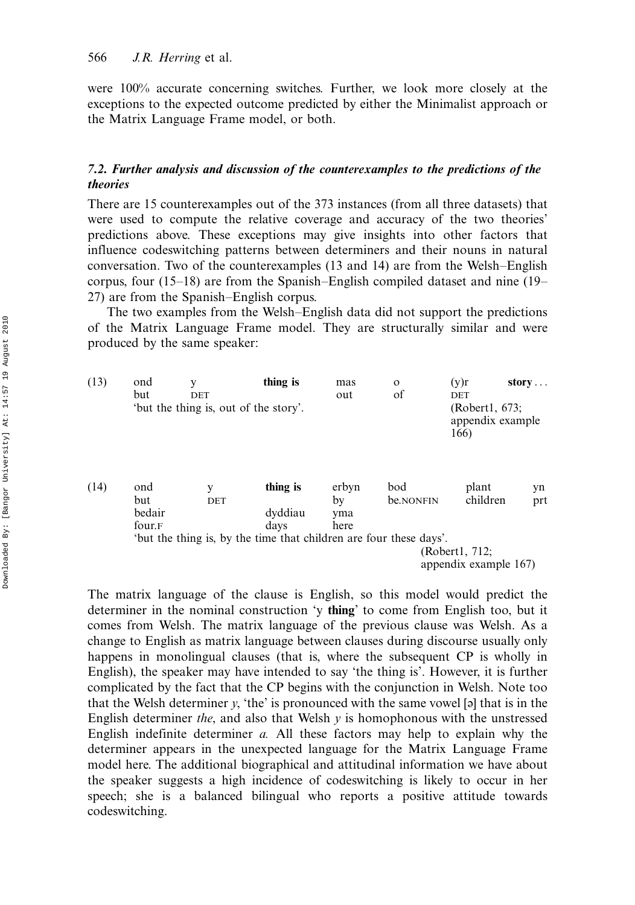were 100% accurate concerning switches. Further, we look more closely at the exceptions to the expected outcome predicted by either the Minimalist approach or the Matrix Language Frame model, or both.

### 7.2. Further analysis and discussion of the counterexamples to the predictions of the theories

There are 15 counterexamples out of the 373 instances (from all three datasets) that were used to compute the relative coverage and accuracy of the two theories' predictions above. These exceptions may give insights into other factors that influence codeswitching patterns between determiners and their nouns in natural conversation. Two of the counterexamples (13 and 14) are from the Welsh–English corpus, four (15–18) are from the Spanish–English compiled dataset and nine (19–27) are from the Spanish–English corpus.

The two examples from the Welsh–English data did not support the predictions of the Matrix Language Frame model. They are structurally similar and were produced by the same speaker:

(13) ond y **thing is** mas o (y)r **story**...
but DET out of DET
'but the thing is, out of the story'. (Robert1, 673; appendix example 166)

(14) ond y **thing is** erbyn bod plant yn bedair dyddiau yma
but DET by be.NONFIN children prt four.F days here
'but the thing is, by the time that children are four these days'. (Robert1, 712; appendix example 167)

The matrix language of the clause is English, so this model would predict the determiner in the nominal construction 'y **thing**' to come from English too, but it comes from Welsh. The matrix language of the previous clause was Welsh. As a change to English as matrix language between clauses during discourse usually only happens in monolingual clauses (that is, where the subsequent CP is wholly in English), the speaker may have intended to say 'the thing is'. However, it is further complicated by the fact that the CP begins with the conjunction in Welsh. Note too that the Welsh determiner *y*, 'the' is pronounced with the same vowel [ə] that is in the English determiner *the*, and also that Welsh *y* is homophonous with the unstressed English indefinite determiner *a.* All these factors may help to explain why the determiner appears in the unexpected language for the Matrix Language Frame model here. The additional biographical and attitudinal information we have about the speaker suggests a high incidence of codeswitching is likely to occur in her speech; she is a balanced bilingual who reports a positive attitude towards codeswitching.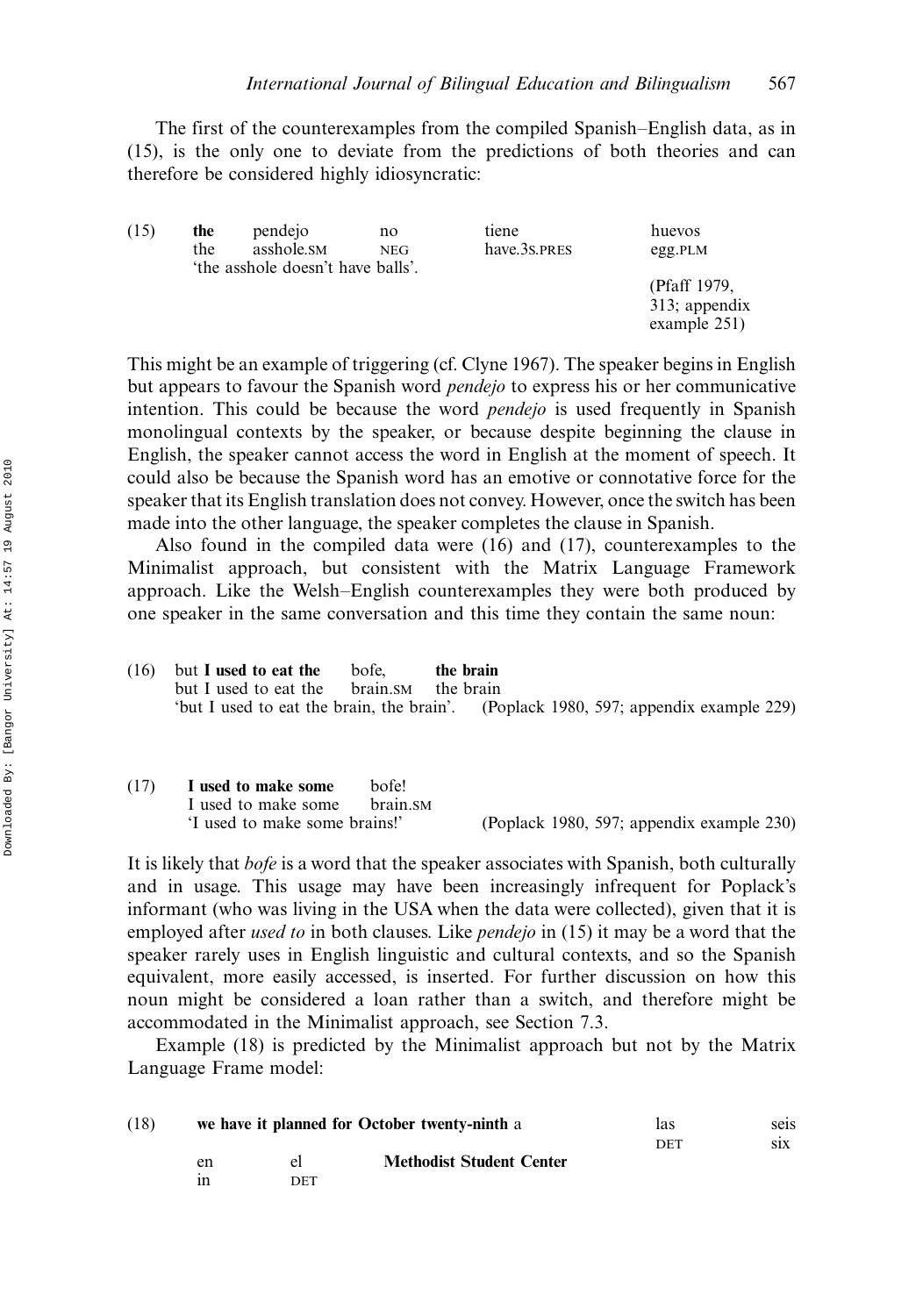The first of the counterexamples from the compiled Spanish–English data, as in (15), is the only one to deviate from the predictions of both theories and can therefore be considered highly idiosyncratic:

(15) **the** pendejo no tiene huevos
the asshole.SM NEG have.3S.PRES egg.PLM
'the asshole doesn't have balls'.
(Pfaff 1979, 313; appendix example 251)

This might be an example of triggering (cf. Clyne 1967). The speaker begins in English but appears to favour the Spanish word *pendejo* to express his or her communicative intention. This could be because the word *pendejo* is used frequently in Spanish monolingual contexts by the speaker, or because despite beginning the clause in English, the speaker cannot access the word in English at the moment of speech. It could also be because the Spanish word has an emotive or connotative force for the speaker that its English translation does not convey. However, once the switch has been made into the other language, the speaker completes the clause in Spanish.

Also found in the compiled data were (16) and (17), counterexamples to the Minimalist approach, but consistent with the Matrix Language Framework approach. Like the Welsh–English counterexamples they were both produced by one speaker in the same conversation and this time they contain the same noun:

(16) but **I used to eat the** bofe, **the brain**
but I used to eat the brain.SM the brain
'but I used to eat the brain, the brain'. (Poplack 1980, 597; appendix example 229)

(17) **I used to make some** bofe!
I used to make some brain.SM
'I used to make some brains!' (Poplack 1980, 597; appendix example 230)

It is likely that *bofe* is a word that the speaker associates with Spanish, both culturally and in usage. This usage may have been increasingly infrequent for Poplack's informant (who was living in the USA when the data were collected), given that it is employed after *used to* in both clauses. Like *pendejo* in (15) it may be a word that the speaker rarely uses in English linguistic and cultural contexts, and so the Spanish equivalent, more easily accessed, is inserted. For further discussion on how this noun might be considered a loan rather than a switch, and therefore might be accommodated in the Minimalist approach, see Section 7.3.

Example (18) is predicted by the Minimalist approach but not by the Matrix Language Frame model:

(18) **we have it planned for October twenty-ninth** a las seis
DET six
en el **Methodist Student Center**
in DET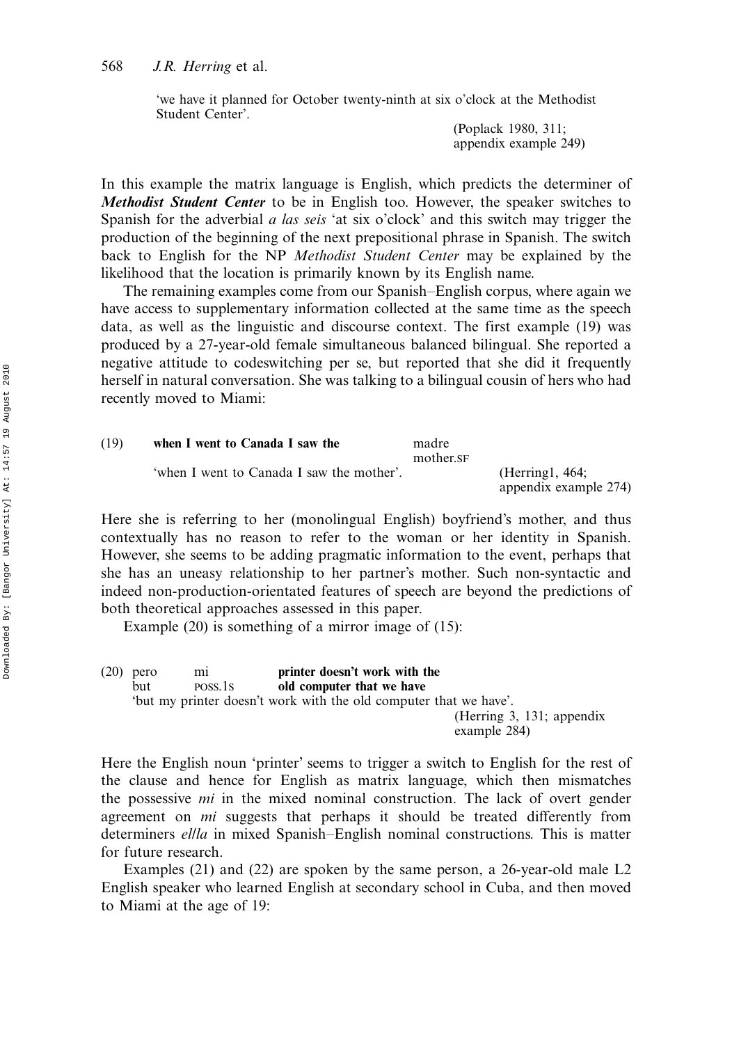'we have it planned for October twenty-ninth at six o'clock at the Methodist Student Center'.

(Poplack 1980, 311; appendix example 249)

In this example the matrix language is English, which predicts the determiner of ***Methodist Student Center*** to be in English too. However, the speaker switches to Spanish for the adverbial *a las seis* 'at six o'clock' and this switch may trigger the production of the beginning of the next prepositional phrase in Spanish. The switch back to English for the NP *Methodist Student Center* may be explained by the likelihood that the location is primarily known by its English name.

The remaining examples come from our Spanish–English corpus, where again we have access to supplementary information collected at the same time as the speech data, as well as the linguistic and discourse context. The first example (19) was produced by a 27-year-old female simultaneous balanced bilingual. She reported a negative attitude to codeswitching per se, but reported that she did it frequently herself in natural conversation. She was talking to a bilingual cousin of hers who had recently moved to Miami:

(19) **when I went to Canada I saw the** madre
mother.SF
'when I went to Canada I saw the mother'. (Herring1, 464; appendix example 274)

Here she is referring to her (monolingual English) boyfriend's mother, and thus contextually has no reason to refer to the woman or her identity in Spanish. However, she seems to be adding pragmatic information to the event, perhaps that she has an uneasy relationship to her partner's mother. Such non-syntactic and indeed non-production-orientated features of speech are beyond the predictions of both theoretical approaches assessed in this paper.

Example (20) is something of a mirror image of (15):

(20) pero mi **printer doesn't work with the**
but POSS.1S **old computer that we have**
'but my printer doesn't work with the old computer that we have'.
(Herring 3, 131; appendix example 284)

Here the English noun 'printer' seems to trigger a switch to English for the rest of the clause and hence for English as matrix language, which then mismatches the possessive *mi* in the mixed nominal construction. The lack of overt gender agreement on *mi* suggests that perhaps it should be treated differently from determiners *el/la* in mixed Spanish–English nominal constructions. This is matter for future research.

Examples (21) and (22) are spoken by the same person, a 26-year-old male L2 English speaker who learned English at secondary school in Cuba, and then moved to Miami at the age of 19: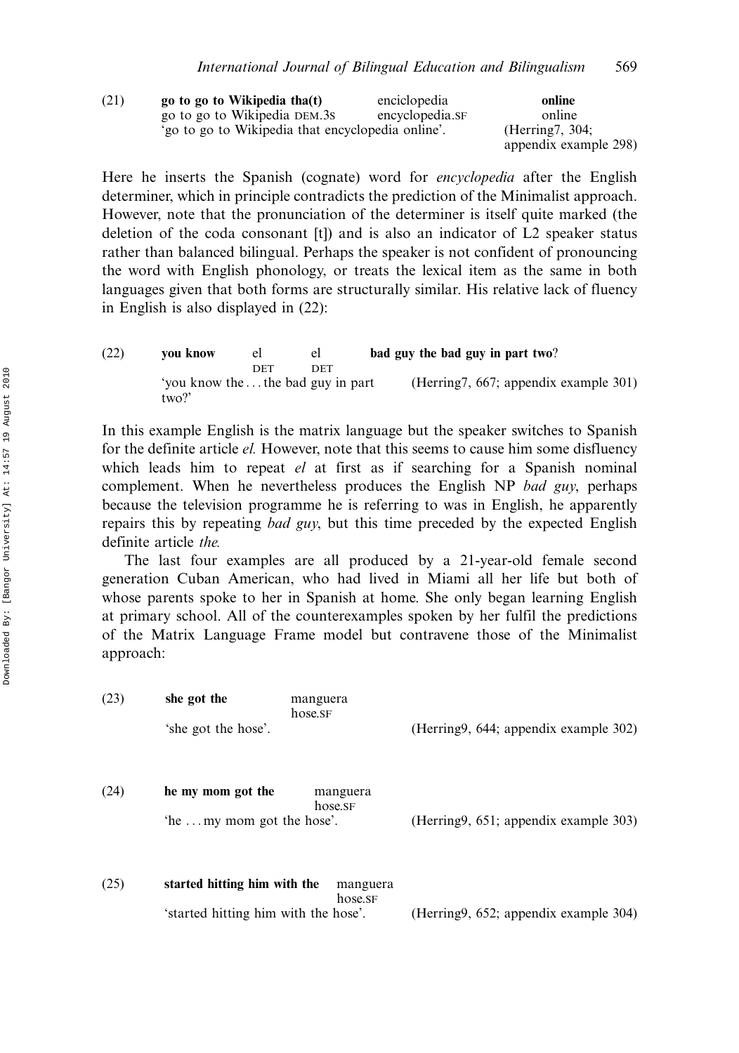(21) **go to go to Wikipedia tha(t)** enciclopedia **online**
go to go to Wikipedia DEM.3S encyclopedia.SF online
'go to go to Wikipedia that encyclopedia online'. (Herring7, 304; appendix example 298)

Here he inserts the Spanish (cognate) word for *encyclopedia* after the English determiner, which in principle contradicts the prediction of the Minimalist approach. However, note that the pronunciation of the determiner is itself quite marked (the deletion of the coda consonant [t]) and is also an indicator of L2 speaker status rather than balanced bilingual. Perhaps the speaker is not confident of pronouncing the word with English phonology, or treats the lexical item as the same in both languages given that both forms are structurally similar. His relative lack of fluency in English is also displayed in (22):

(22) **you know** el el **bad guy the bad guy in part two**?
DET DET
'you know the . . . the bad guy in part two?' (Herring7, 667; appendix example 301)

In this example English is the matrix language but the speaker switches to Spanish for the definite article *el.* However, note that this seems to cause him some disfluency which leads him to repeat *el* at first as if searching for a Spanish nominal complement. When he nevertheless produces the English NP *bad guy*, perhaps because the television programme he is referring to was in English, he apparently repairs this by repeating *bad guy*, but this time preceded by the expected English definite article *the.*

The last four examples are all produced by a 21-year-old female second generation Cuban American, who had lived in Miami all her life but both of whose parents spoke to her in Spanish at home. She only began learning English at primary school. All of the counterexamples spoken by her fulfil the predictions of the Matrix Language Frame model but contravene those of the Minimalist approach:

(23) **she got the** manguera
hose.SF
'she got the hose'. (Herring9, 644; appendix example 302)

(24) **he my mom got the** manguera
hose.SF
'he . . . my mom got the hose'. (Herring9, 651; appendix example 303)

(25) **started hitting him with the** manguera
hose.SF
'started hitting him with the hose'. (Herring9, 652; appendix example 304)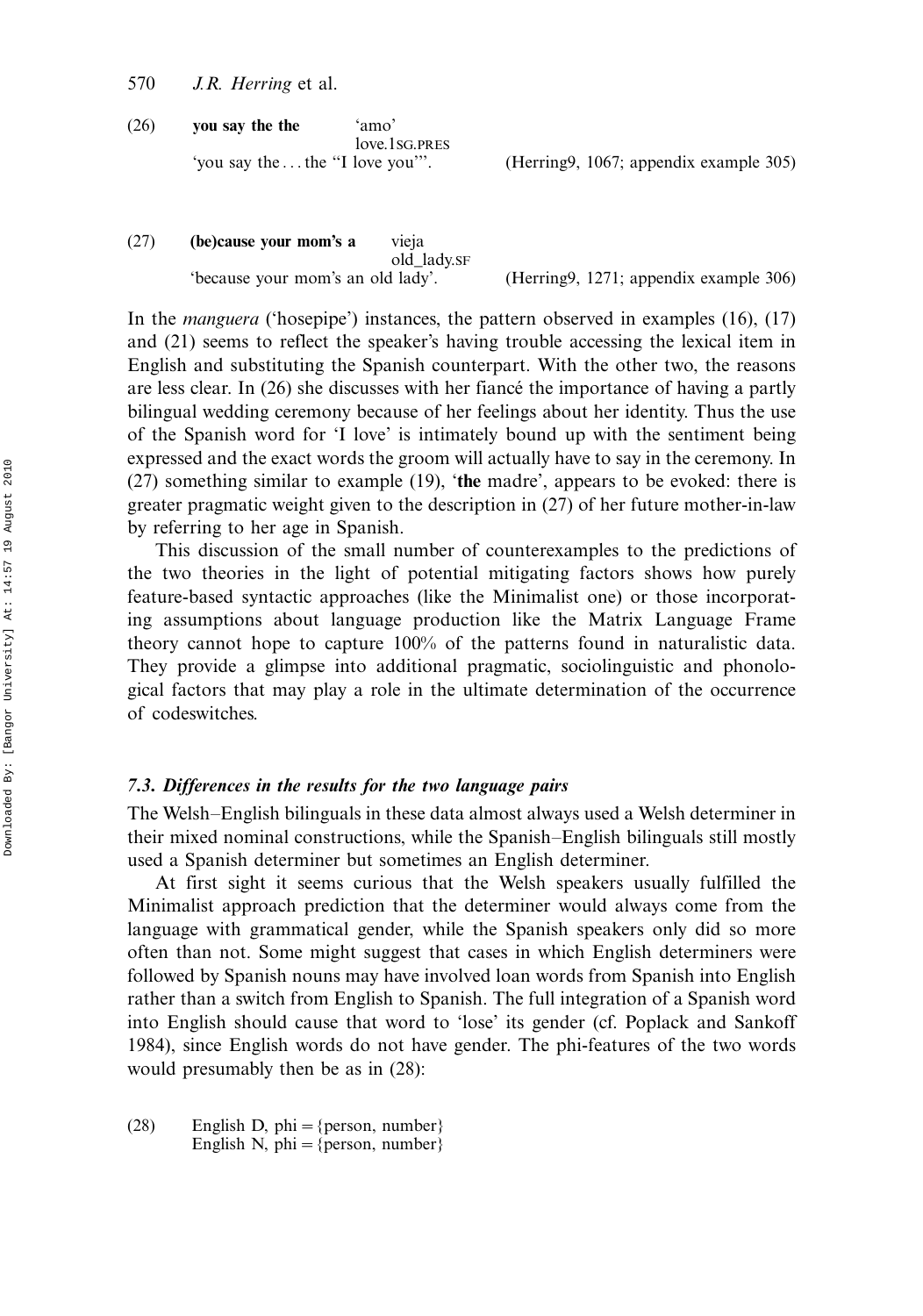(26) **you say the the** 'amo'
love.1SG.PRES
'you say the . . . the "I love you"'. (Herring9, 1067; appendix example 305)

(27) **(be)cause your mom's a** vieja
old_lady.SF
'because your mom's an old lady'. (Herring9, 1271; appendix example 306)

In the *manguera* ('hosepipe') instances, the pattern observed in examples (16), (17) and (21) seems to reflect the speaker's having trouble accessing the lexical item in English and substituting the Spanish counterpart. With the other two, the reasons are less clear. In (26) she discusses with her fiancé the importance of having a partly bilingual wedding ceremony because of her feelings about her identity. Thus the use of the Spanish word for 'I love' is intimately bound up with the sentiment being expressed and the exact words the groom will actually have to say in the ceremony. In (27) something similar to example (19), '**the** madre', appears to be evoked: there is greater pragmatic weight given to the description in (27) of her future mother-in-law by referring to her age in Spanish.

This discussion of the small number of counterexamples to the predictions of the two theories in the light of potential mitigating factors shows how purely feature-based syntactic approaches (like the Minimalist one) or those incorporating assumptions about language production like the Matrix Language Frame theory cannot hope to capture 100% of the patterns found in naturalistic data. They provide a glimpse into additional pragmatic, sociolinguistic and phonological factors that may play a role in the ultimate determination of the occurrence of codeswitches.

### *7.3. Differences in the results for the two language pairs*

The Welsh–English bilinguals in these data almost always used a Welsh determiner in their mixed nominal constructions, while the Spanish–English bilinguals still mostly used a Spanish determiner but sometimes an English determiner.

At first sight it seems curious that the Welsh speakers usually fulfilled the Minimalist approach prediction that the determiner would always come from the language with grammatical gender, while the Spanish speakers only did so more often than not. Some might suggest that cases in which English determiners were followed by Spanish nouns may have involved loan words from Spanish into English rather than a switch from English to Spanish. The full integration of a Spanish word into English should cause that word to 'lose' its gender (cf. Poplack and Sankoff 1984), since English words do not have gender. The phi-features of the two words would presumably then be as in (28):

(28) English D, phi = {person, number}
English N, phi = {person, number}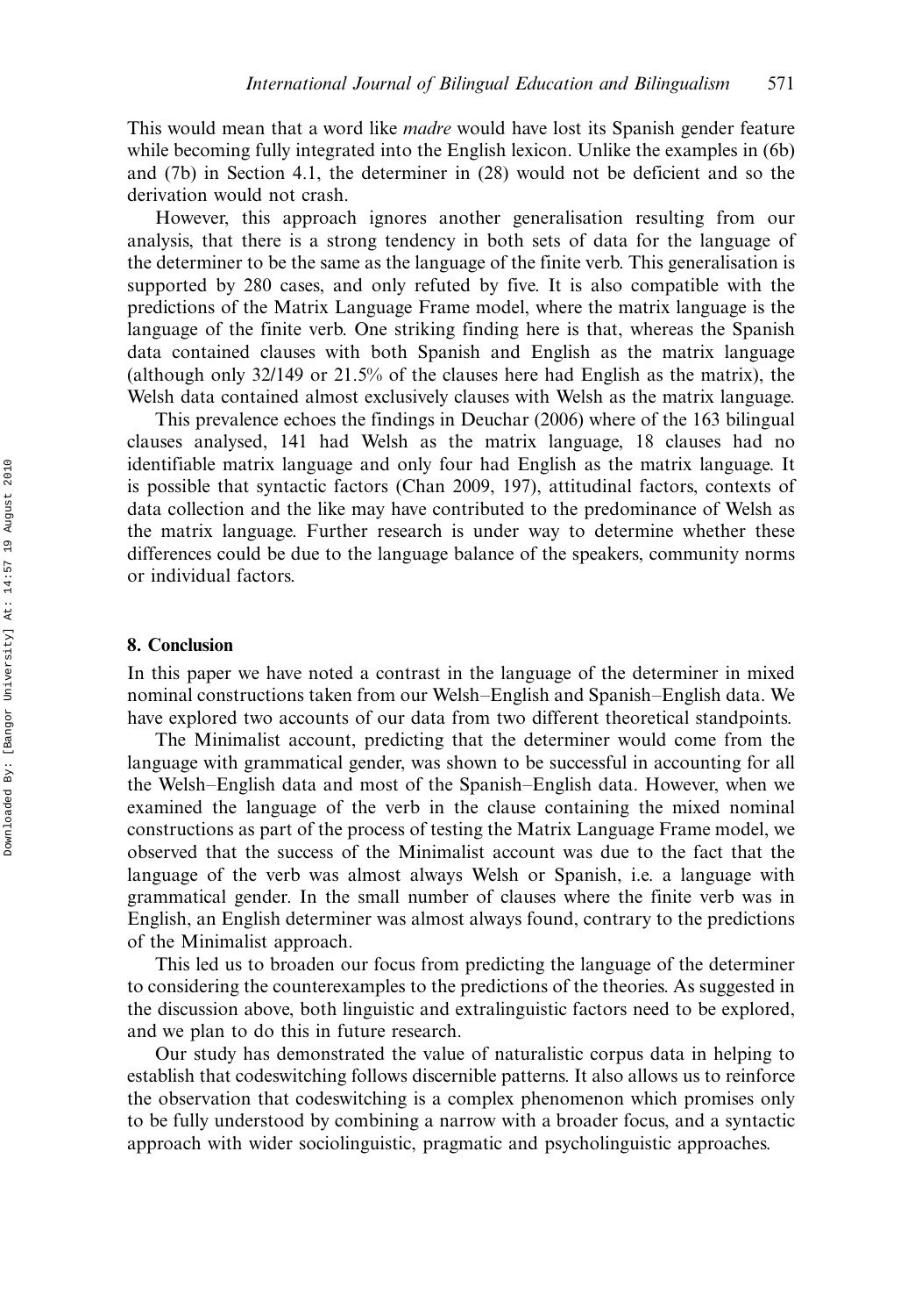This would mean that a word like *madre* would have lost its Spanish gender feature while becoming fully integrated into the English lexicon. Unlike the examples in (6b) and (7b) in Section 4.1, the determiner in (28) would not be deficient and so the derivation would not crash.

However, this approach ignores another generalisation resulting from our analysis, that there is a strong tendency in both sets of data for the language of the determiner to be the same as the language of the finite verb. This generalisation is supported by 280 cases, and only refuted by five. It is also compatible with the predictions of the Matrix Language Frame model, where the matrix language is the language of the finite verb. One striking finding here is that, whereas the Spanish data contained clauses with both Spanish and English as the matrix language (although only 32/149 or 21.5% of the clauses here had English as the matrix), the Welsh data contained almost exclusively clauses with Welsh as the matrix language.

This prevalence echoes the findings in Deuchar (2006) where of the 163 bilingual clauses analysed, 141 had Welsh as the matrix language, 18 clauses had no identifiable matrix language and only four had English as the matrix language. It is possible that syntactic factors (Chan 2009, 197), attitudinal factors, contexts of data collection and the like may have contributed to the predominance of Welsh as the matrix language. Further research is under way to determine whether these differences could be due to the language balance of the speakers, community norms or individual factors.

## 8. Conclusion

In this paper we have noted a contrast in the language of the determiner in mixed nominal constructions taken from our Welsh–English and Spanish–English data. We have explored two accounts of our data from two different theoretical standpoints.

The Minimalist account, predicting that the determiner would come from the language with grammatical gender, was shown to be successful in accounting for all the Welsh–English data and most of the Spanish–English data. However, when we examined the language of the verb in the clause containing the mixed nominal constructions as part of the process of testing the Matrix Language Frame model, we observed that the success of the Minimalist account was due to the fact that the language of the verb was almost always Welsh or Spanish, i.e. a language with grammatical gender. In the small number of clauses where the finite verb was in English, an English determiner was almost always found, contrary to the predictions of the Minimalist approach.

This led us to broaden our focus from predicting the language of the determiner to considering the counterexamples to the predictions of the theories. As suggested in the discussion above, both linguistic and extralinguistic factors need to be explored, and we plan to do this in future research.

Our study has demonstrated the value of naturalistic corpus data in helping to establish that codeswitching follows discernible patterns. It also allows us to reinforce the observation that codeswitching is a complex phenomenon which promises only to be fully understood by combining a narrow with a broader focus, and a syntactic approach with wider sociolinguistic, pragmatic and psycholinguistic approaches.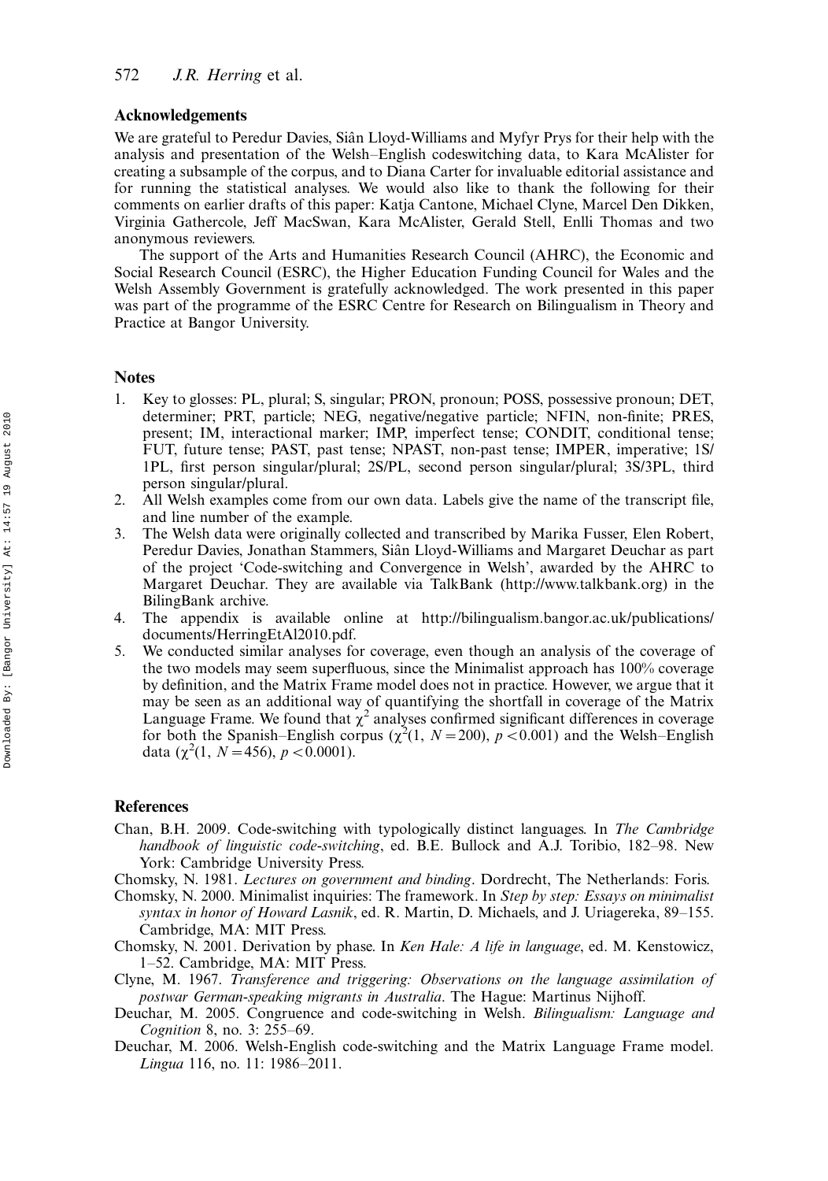## Acknowledgements

We are grateful to Peredur Davies, Siân Lloyd-Williams and Myfyr Prys for their help with the analysis and presentation of the Welsh–English codeswitching data, to Kara McAlister for creating a subsample of the corpus, and to Diana Carter for invaluable editorial assistance and for running the statistical analyses. We would also like to thank the following for their comments on earlier drafts of this paper: Katja Cantone, Michael Clyne, Marcel Den Dikken, Virginia Gathercole, Jeff MacSwan, Kara McAlister, Gerald Stell, Enlli Thomas and two anonymous reviewers.

The support of the Arts and Humanities Research Council (AHRC), the Economic and Social Research Council (ESRC), the Higher Education Funding Council for Wales and the Welsh Assembly Government is gratefully acknowledged. The work presented in this paper was part of the programme of the ESRC Centre for Research on Bilingualism in Theory and Practice at Bangor University.

## Notes

1. Key to glosses: PL, plural; S, singular; PRON, pronoun; POSS, possessive pronoun; DET, determiner; PRT, particle; NEG, negative/negative particle; NFIN, non-finite; PRES, present; IM, interactional marker; IMP, imperfect tense; CONDIT, conditional tense; FUT, future tense; PAST, past tense; NPAST, non-past tense; IMPER, imperative; 1S/1PL, first person singular/plural; 2S/PL, second person singular/plural; 3S/3PL, third person singular/plural.
2. All Welsh examples come from our own data. Labels give the name of the transcript file, and line number of the example.
3. The Welsh data were originally collected and transcribed by Marika Fusser, Elen Robert, Peredur Davies, Jonathan Stammers, Siân Lloyd-Williams and Margaret Deuchar as part of the project 'Code-switching and Convergence in Welsh', awarded by the AHRC to Margaret Deuchar. They are available via TalkBank (http://www.talkbank.org) in the BilingBank archive.
4. The appendix is available online at http://bilingualism.bangor.ac.uk/publications/documents/HerringEtAl2010.pdf.
5. We conducted similar analyses for coverage, even though an analysis of the coverage of the two models may seem superfluous, since the Minimalist approach has 100% coverage by definition, and the Matrix Frame model does not in practice. However, we argue that it may be seen as an additional way of quantifying the shortfall in coverage of the Matrix Language Frame. We found that $\chi^2$ analyses confirmed significant differences in coverage for both the Spanish–English corpus ($\chi^2(1,\ N = 200)$, $p < 0.001$) and the Welsh–English data ($\chi^2(1,\ N = 456)$, $p < 0.0001$).

## References

Chan, B.H. 2009. Code-switching with typologically distinct languages. In *The Cambridge handbook of linguistic code-switching*, ed. B.E. Bullock and A.J. Toribio, 182–98. New York: Cambridge University Press.

Chomsky, N. 1981. *Lectures on government and binding*. Dordrecht, The Netherlands: Foris.

Chomsky, N. 2000. Minimalist inquiries: The framework. In *Step by step: Essays on minimalist syntax in honor of Howard Lasnik*, ed. R. Martin, D. Michaels, and J. Uriagereka, 89–155. Cambridge, MA: MIT Press.

Chomsky, N. 2001. Derivation by phase. In *Ken Hale: A life in language*, ed. M. Kenstowicz, 1–52. Cambridge, MA: MIT Press.

Clyne, M. 1967. *Transference and triggering: Observations on the language assimilation of postwar German-speaking migrants in Australia*. The Hague: Martinus Nijhoff.

Deuchar, M. 2005. Congruence and code-switching in Welsh. *Bilingualism: Language and Cognition* 8, no. 3: 255–69.

Deuchar, M. 2006. Welsh-English code-switching and the Matrix Language Frame model. *Lingua* 116, no. 11: 1986–2011.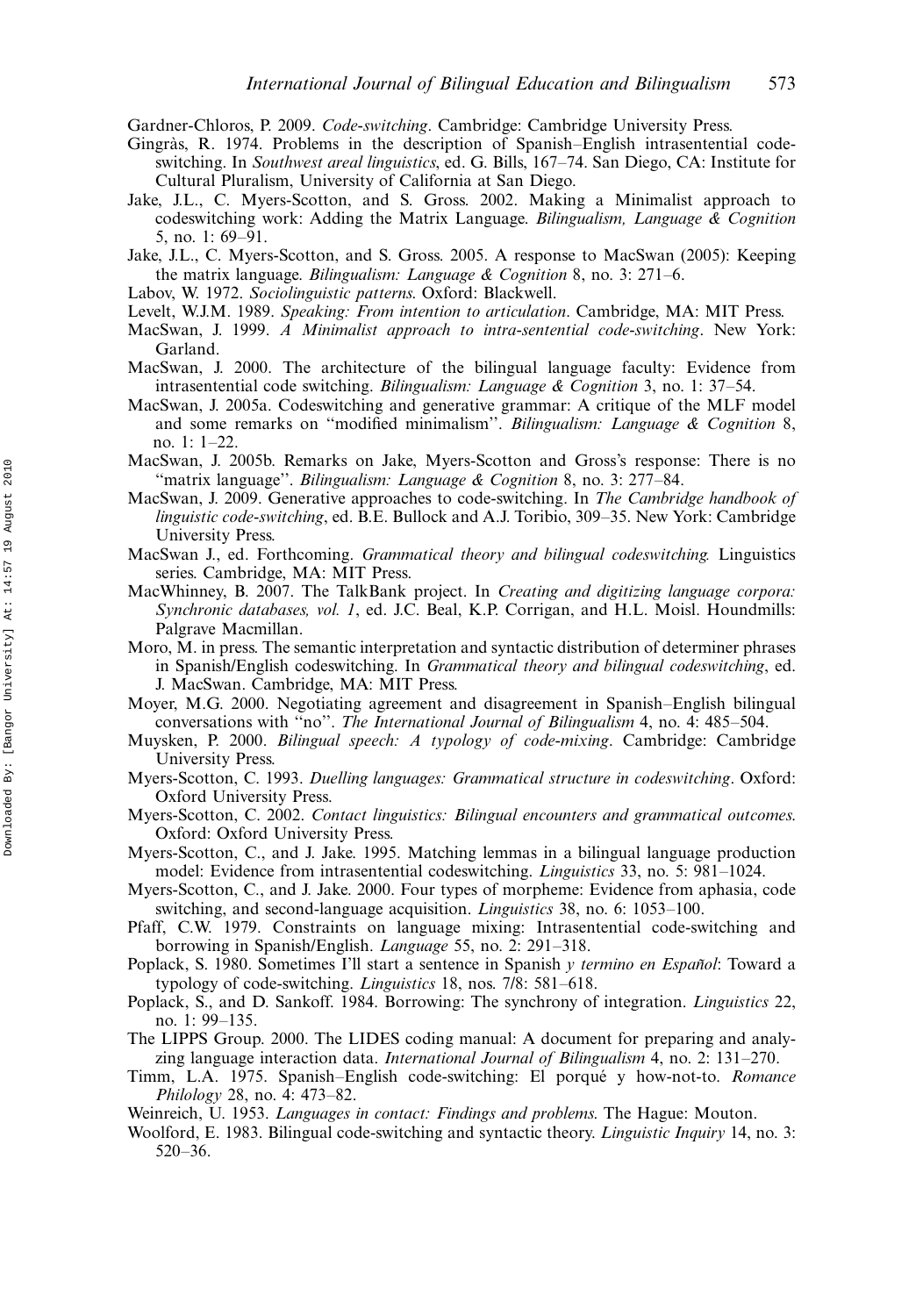Gardner-Chloros, P. 2009. *Code-switching*. Cambridge: Cambridge University Press.

Gingràs, R. 1974. Problems in the description of Spanish–English intrasentential code-switching. In *Southwest areal linguistics*, ed. G. Bills, 167–74. San Diego, CA: Institute for Cultural Pluralism, University of California at San Diego.

Jake, J.L., C. Myers-Scotton, and S. Gross. 2002. Making a Minimalist approach to codeswitching work: Adding the Matrix Language. *Bilingualism, Language & Cognition* 5, no. 1: 69–91.

Jake, J.L., C. Myers-Scotton, and S. Gross. 2005. A response to MacSwan (2005): Keeping the matrix language. *Bilingualism: Language & Cognition* 8, no. 3: 271–6.

Labov, W. 1972. *Sociolinguistic patterns*. Oxford: Blackwell.

Levelt, W.J.M. 1989. *Speaking: From intention to articulation*. Cambridge, MA: MIT Press.

MacSwan, J. 1999. *A Minimalist approach to intra-sentential code-switching*. New York: Garland.

MacSwan, J. 2000. The architecture of the bilingual language faculty: Evidence from intrasentential code switching. *Bilingualism: Language & Cognition* 3, no. 1: 37–54.

MacSwan, J. 2005a. Codeswitching and generative grammar: A critique of the MLF model and some remarks on ''modified minimalism''. *Bilingualism: Language & Cognition* 8, no. 1: 1–22.

MacSwan, J. 2005b. Remarks on Jake, Myers-Scotton and Gross's response: There is no ''matrix language''. *Bilingualism: Language & Cognition* 8, no. 3: 277–84.

MacSwan, J. 2009. Generative approaches to code-switching. In *The Cambridge handbook of linguistic code-switching*, ed. B.E. Bullock and A.J. Toribio, 309–35. New York: Cambridge University Press.

MacSwan J., ed. Forthcoming. *Grammatical theory and bilingual codeswitching*. Linguistics series. Cambridge, MA: MIT Press.

MacWhinney, B. 2007. The TalkBank project. In *Creating and digitizing language corpora: Synchronic databases, vol. 1*, ed. J.C. Beal, K.P. Corrigan, and H.L. Moisl. Houndmills: Palgrave Macmillan.

Moro, M. in press. The semantic interpretation and syntactic distribution of determiner phrases in Spanish/English codeswitching. In *Grammatical theory and bilingual codeswitching*, ed. J. MacSwan. Cambridge, MA: MIT Press.

Moyer, M.G. 2000. Negotiating agreement and disagreement in Spanish–English bilingual conversations with ''no''. *The International Journal of Bilingualism* 4, no. 4: 485–504.

Muysken, P. 2000. *Bilingual speech: A typology of code-mixing*. Cambridge: Cambridge University Press.

Myers-Scotton, C. 1993. *Duelling languages: Grammatical structure in codeswitching*. Oxford: Oxford University Press.

Myers-Scotton, C. 2002. *Contact linguistics: Bilingual encounters and grammatical outcomes.* Oxford: Oxford University Press.

Myers-Scotton, C., and J. Jake. 1995. Matching lemmas in a bilingual language production model: Evidence from intrasentential codeswitching. *Linguistics* 33, no. 5: 981–1024.

Myers-Scotton, C., and J. Jake. 2000. Four types of morpheme: Evidence from aphasia, code switching, and second-language acquisition. *Linguistics* 38, no. 6: 1053–100.

Pfaff, C.W. 1979. Constraints on language mixing: Intrasentential code-switching and borrowing in Spanish/English. *Language* 55, no. 2: 291–318.

Poplack, S. 1980. Sometimes I'll start a sentence in Spanish *y termino en Español*: Toward a typology of code-switching. *Linguistics* 18, nos. 7/8: 581–618.

Poplack, S., and D. Sankoff. 1984. Borrowing: The synchrony of integration. *Linguistics* 22, no. 1: 99–135.

The LIPPS Group. 2000. The LIDES coding manual: A document for preparing and analyzing language interaction data. *International Journal of Bilingualism* 4, no. 2: 131–270.

Timm, L.A. 1975. Spanish–English code-switching: El porqué y how-not-to. *Romance Philology* 28, no. 4: 473–82.

Weinreich, U. 1953. *Languages in contact: Findings and problems.* The Hague: Mouton.

Woolford, E. 1983. Bilingual code-switching and syntactic theory. *Linguistic Inquiry* 14, no. 3: 520–36.